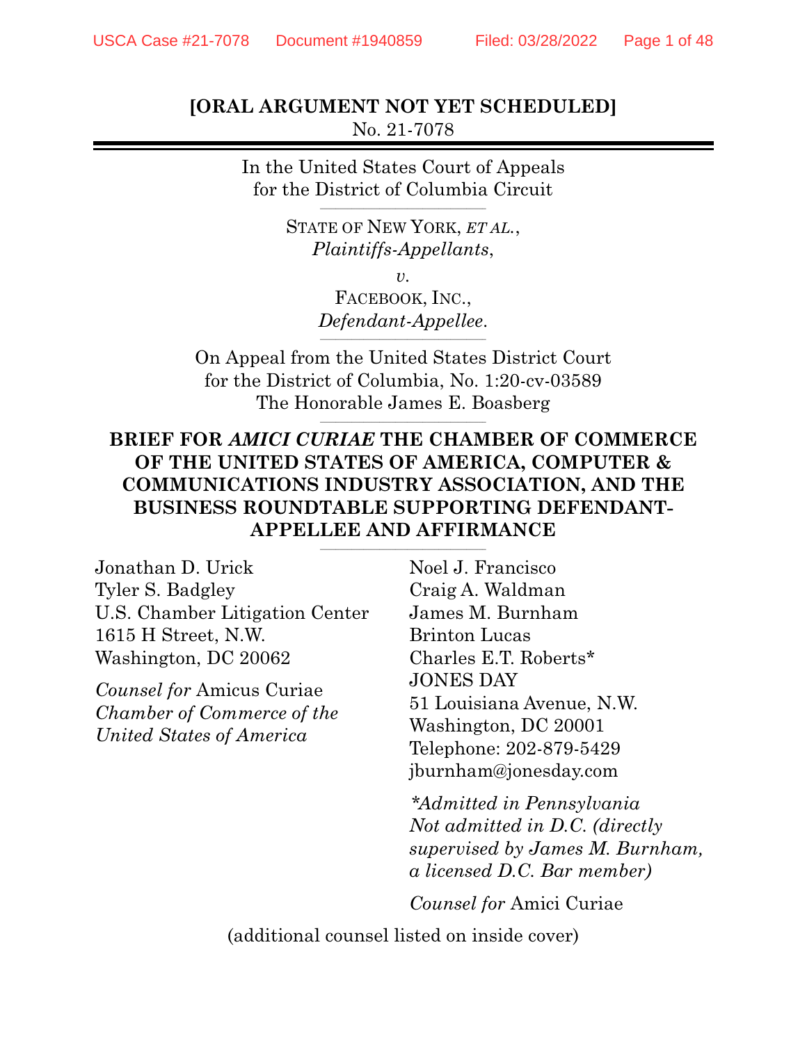**[ORAL ARGUMENT NOT YET SCHEDULED]**

No. 21-7078

In the United States Court of Appeals
for the District of Columbia Circuit

STATE OF NEW YORK, *ET AL.*,
*Plaintiffs-Appellants*,

*v.*

FACEBOOK, INC.,
*Defendant-Appellee*.

On Appeal from the United States District Court
for the District of Columbia, No. 1:20-cv-03589
The Honorable James E. Boasberg

**BRIEF FOR *AMICI CURIAE* THE CHAMBER OF COMMERCE OF THE UNITED STATES OF AMERICA, COMPUTER & COMMUNICATIONS INDUSTRY ASSOCIATION, AND THE BUSINESS ROUNDTABLE SUPPORTING DEFENDANT-APPELLEE AND AFFIRMANCE**

Jonathan D. Urick
Tyler S. Badgley
U.S. Chamber Litigation Center
1615 H Street, N.W.
Washington, DC 20062

*Counsel for* Amicus Curiae *Chamber of Commerce of the United States of America*

Noel J. Francisco
Craig A. Waldman
James M. Burnham
Brinton Lucas
Charles E.T. Roberts*
JONES DAY
51 Louisiana Avenue, N.W.
Washington, DC 20001
Telephone: 202-879-5429
jburnham@jonesday.com

*\*Admitted in Pennsylvania Not admitted in D.C. (directly supervised by James M. Burnham, a licensed D.C. Bar member)*

*Counsel for* Amici Curiae

(additional counsel listed on inside cover)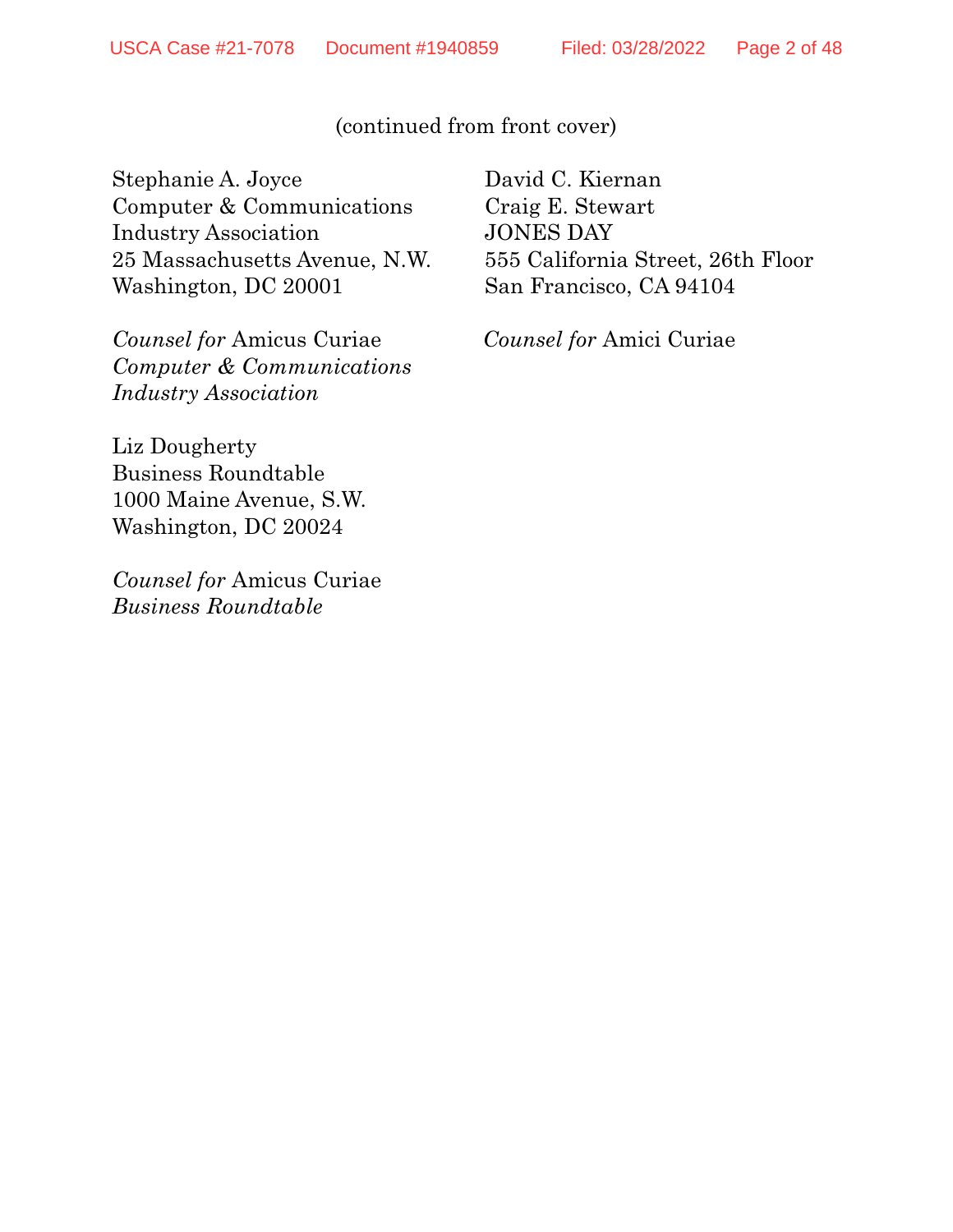(continued from front cover)

Stephanie A. Joyce
Computer & Communications
Industry Association
25 Massachusetts Avenue, N.W.
Washington, DC 20001

*Counsel for* Amicus Curiae
*Computer & Communications Industry Association*

Liz Dougherty
Business Roundtable
1000 Maine Avenue, S.W.
Washington, DC 20024

*Counsel for* Amicus Curiae
*Business Roundtable*

David C. Kiernan
Craig E. Stewart
JONES DAY
555 California Street, 26th Floor
San Francisco, CA 94104

*Counsel for* Amici Curiae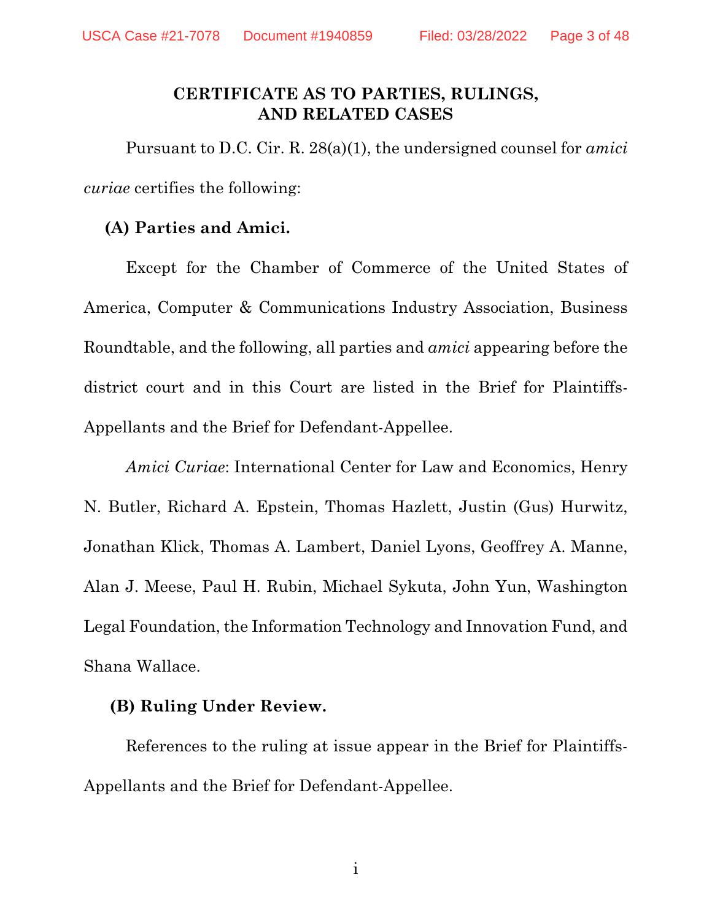## CERTIFICATE AS TO PARTIES, RULINGS, AND RELATED CASES

Pursuant to D.C. Cir. R. 28(a)(1), the undersigned counsel for *amici curiae* certifies the following:

**(A) Parties and Amici.**

Except for the Chamber of Commerce of the United States of America, Computer & Communications Industry Association, Business Roundtable, and the following, all parties and *amici* appearing before the district court and in this Court are listed in the Brief for Plaintiffs-Appellants and the Brief for Defendant-Appellee.

*Amici Curiae*: International Center for Law and Economics, Henry N. Butler, Richard A. Epstein, Thomas Hazlett, Justin (Gus) Hurwitz, Jonathan Klick, Thomas A. Lambert, Daniel Lyons, Geoffrey A. Manne, Alan J. Meese, Paul H. Rubin, Michael Sykuta, John Yun, Washington Legal Foundation, the Information Technology and Innovation Fund, and Shana Wallace.

**(B) Ruling Under Review.**

References to the ruling at issue appear in the Brief for Plaintiffs-Appellants and the Brief for Defendant-Appellee.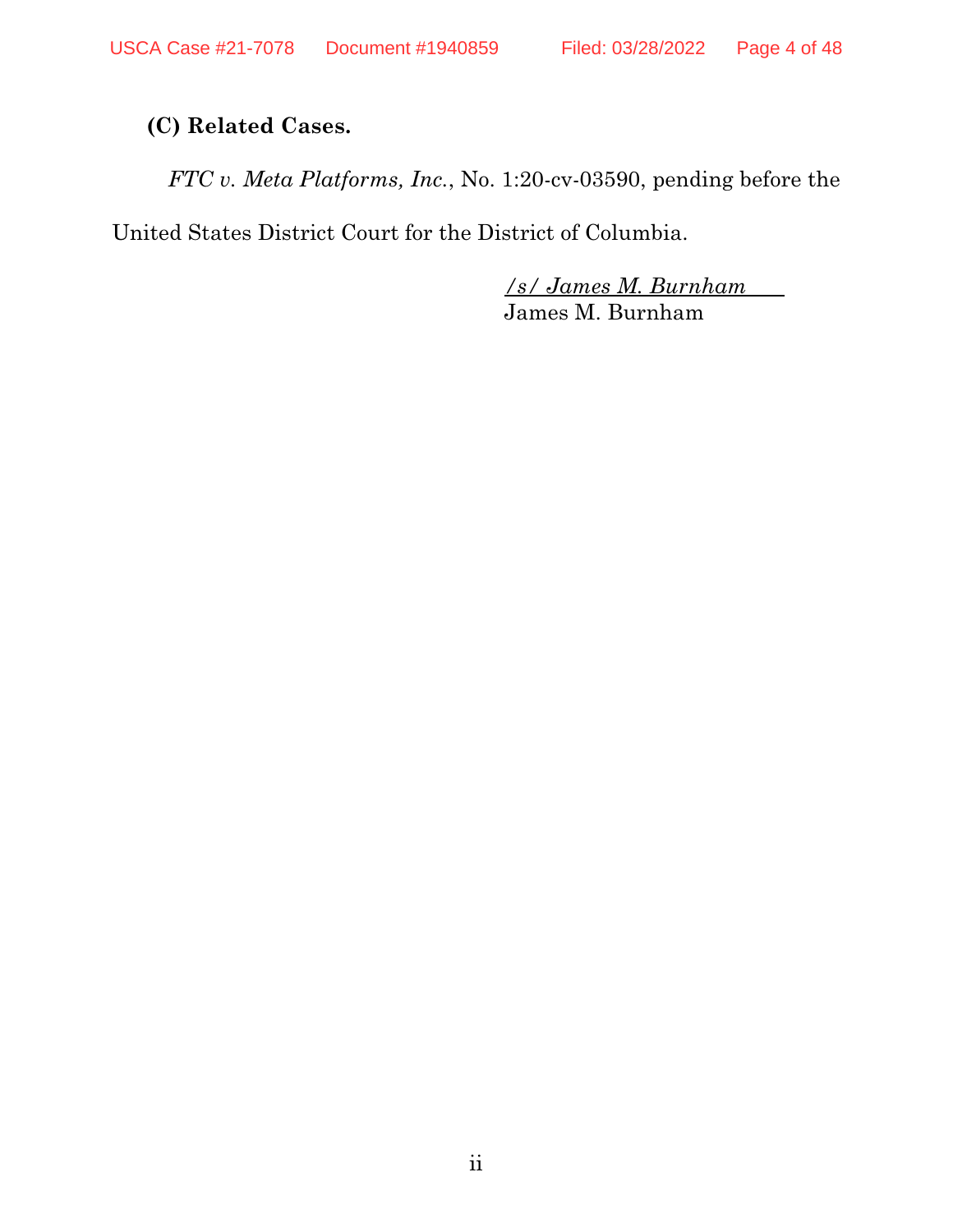**(C) Related Cases.**

*FTC v. Meta Platforms, Inc.*, No. 1:20-cv-03590, pending before the United States District Court for the District of Columbia.

*/s/ James M. Burnham*
James M. Burnham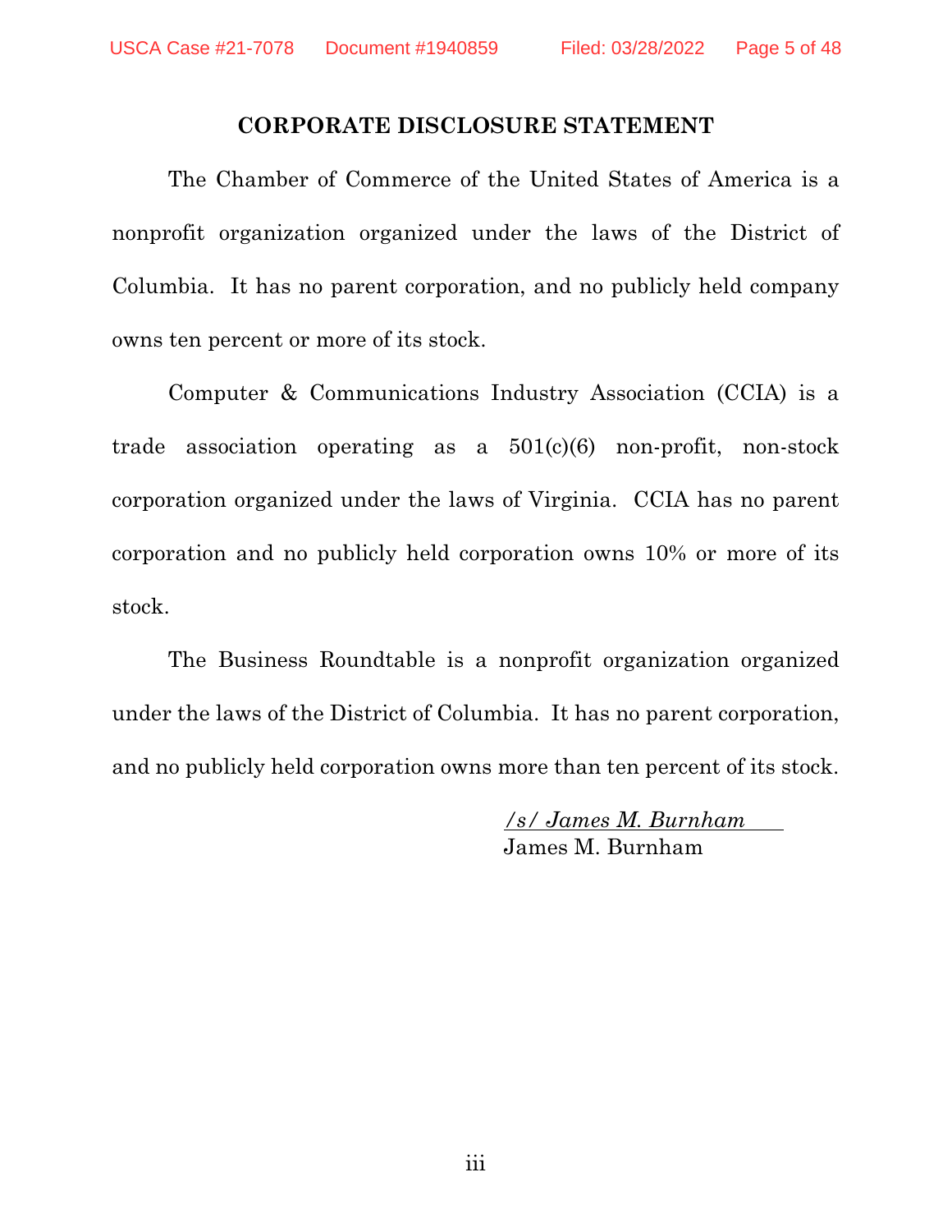## CORPORATE DISCLOSURE STATEMENT

The Chamber of Commerce of the United States of America is a nonprofit organization organized under the laws of the District of Columbia. It has no parent corporation, and no publicly held company owns ten percent or more of its stock.

Computer & Communications Industry Association (CCIA) is a trade association operating as a 501(c)(6) non-profit, non-stock corporation organized under the laws of Virginia. CCIA has no parent corporation and no publicly held corporation owns 10% or more of its stock.

The Business Roundtable is a nonprofit organization organized under the laws of the District of Columbia. It has no parent corporation, and no publicly held corporation owns more than ten percent of its stock.

*/s/ James M. Burnham*
James M. Burnham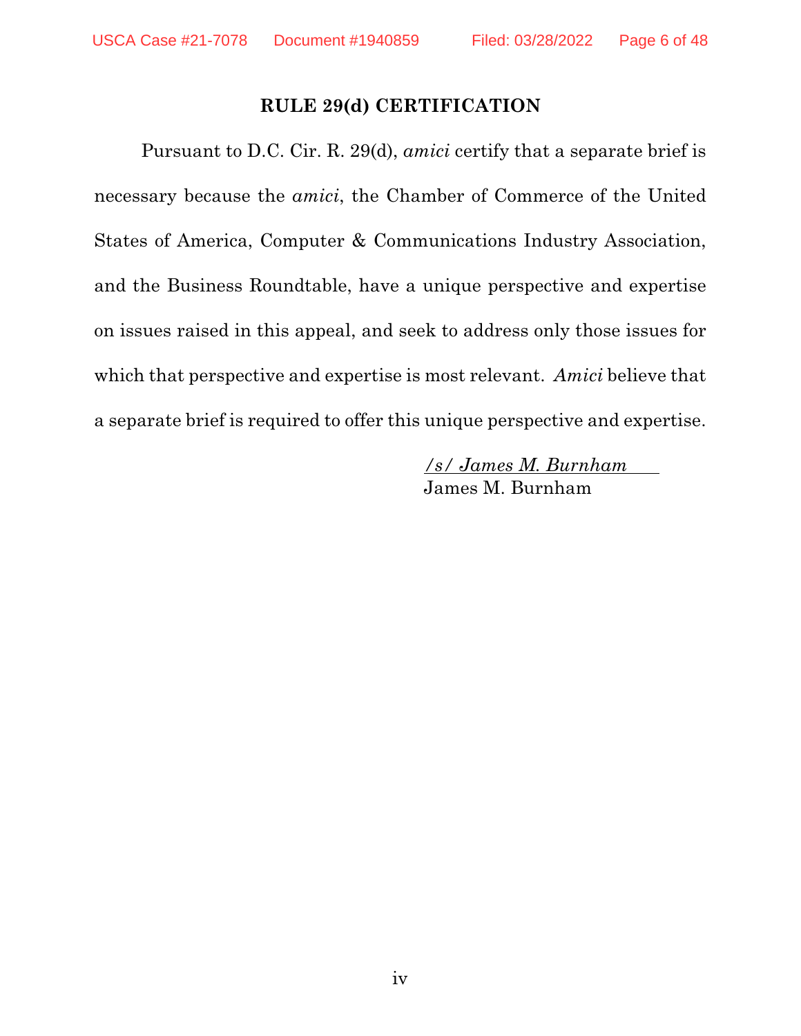## RULE 29(d) CERTIFICATION

Pursuant to D.C. Cir. R. 29(d), *amici* certify that a separate brief is necessary because the *amici*, the Chamber of Commerce of the United States of America, Computer & Communications Industry Association, and the Business Roundtable, have a unique perspective and expertise on issues raised in this appeal, and seek to address only those issues for which that perspective and expertise is most relevant. *Amici* believe that a separate brief is required to offer this unique perspective and expertise.

*/s/ James M. Burnham*
James M. Burnham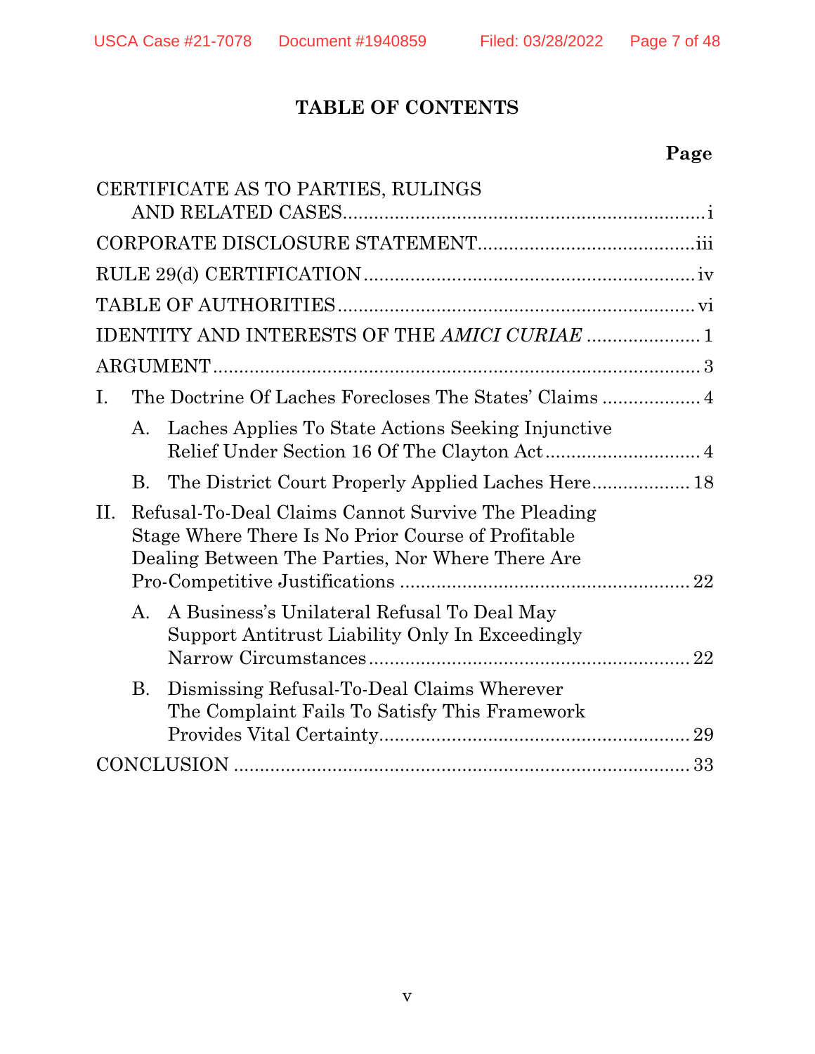# TABLE OF CONTENTS

| | Page |
|---|---|
| CERTIFICATE AS TO PARTIES, RULINGS AND RELATED CASES | i |
| CORPORATE DISCLOSURE STATEMENT | iii |
| RULE 29(d) CERTIFICATION | iv |
| TABLE OF AUTHORITIES | vi |
| IDENTITY AND INTERESTS OF THE *AMICI CURIAE* | 1 |
| ARGUMENT | 3 |
| I. The Doctrine Of Laches Forecloses The States' Claims | 4 |
| A. Laches Applies To State Actions Seeking Injunctive Relief Under Section 16 Of The Clayton Act | 4 |
| B. The District Court Properly Applied Laches Here | 18 |
| II. Refusal-To-Deal Claims Cannot Survive The Pleading Stage Where There Is No Prior Course of Profitable Dealing Between The Parties, Nor Where There Are Pro-Competitive Justifications | 22 |
| A. A Business's Unilateral Refusal To Deal May Support Antitrust Liability Only In Exceedingly Narrow Circumstances | 22 |
| B. Dismissing Refusal-To-Deal Claims Wherever The Complaint Fails To Satisfy This Framework Provides Vital Certainty | 29 |
| CONCLUSION | 33 |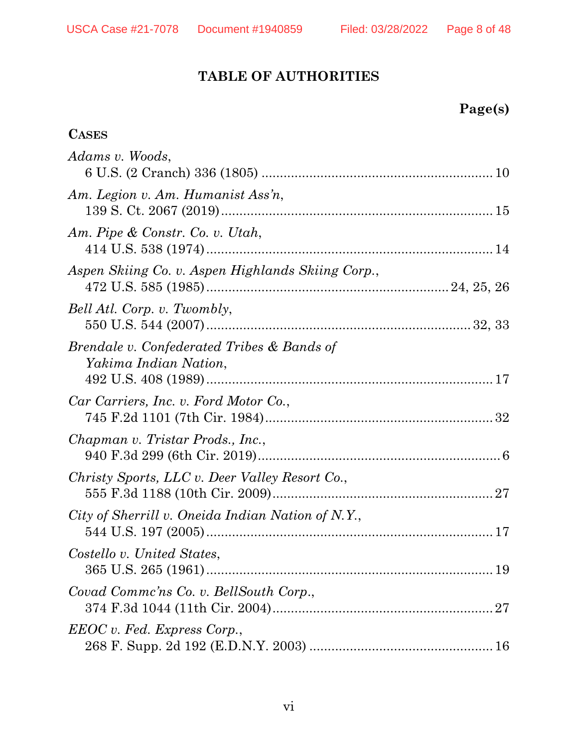# TABLE OF AUTHORITIES

**Page(s)**

**CASES**

*Adams v. Woods*,
6 U.S. (2 Cranch) 336 (1805) .......................................................... 10

*Am. Legion v. Am. Humanist Ass'n*,
139 S. Ct. 2067 (2019) ..................................................................... 15

*Am. Pipe & Constr. Co. v. Utah*,
414 U.S. 538 (1974) ......................................................................... 14

*Aspen Skiing Co. v. Aspen Highlands Skiing Corp.*,
472 U.S. 585 (1985) ................................................................ 24, 25, 26

*Bell Atl. Corp. v. Twombly*,
550 U.S. 544 (2007) ..................................................................... 32, 33

*Brendale v. Confederated Tribes & Bands of Yakima Indian Nation*,
492 U.S. 408 (1989) ......................................................................... 17

*Car Carriers, Inc. v. Ford Motor Co.*,
745 F.2d 1101 (7th Cir. 1984) .......................................................... 32

*Chapman v. Tristar Prods., Inc.*,
940 F.3d 299 (6th Cir. 2019) ............................................................. 6

*Christy Sports, LLC v. Deer Valley Resort Co.*,
555 F.3d 1188 (10th Cir. 2009) ........................................................ 27

*City of Sherrill v. Oneida Indian Nation of N.Y.*,
544 U.S. 197 (2005) ......................................................................... 17

*Costello v. United States*,
365 U.S. 265 (1961) ......................................................................... 19

*Covad Commc'ns Co. v. BellSouth Corp.*,
374 F.3d 1044 (11th Cir. 2004) ........................................................ 27

*EEOC v. Fed. Express Corp.*,
268 F. Supp. 2d 192 (E.D.N.Y. 2003) ............................................... 16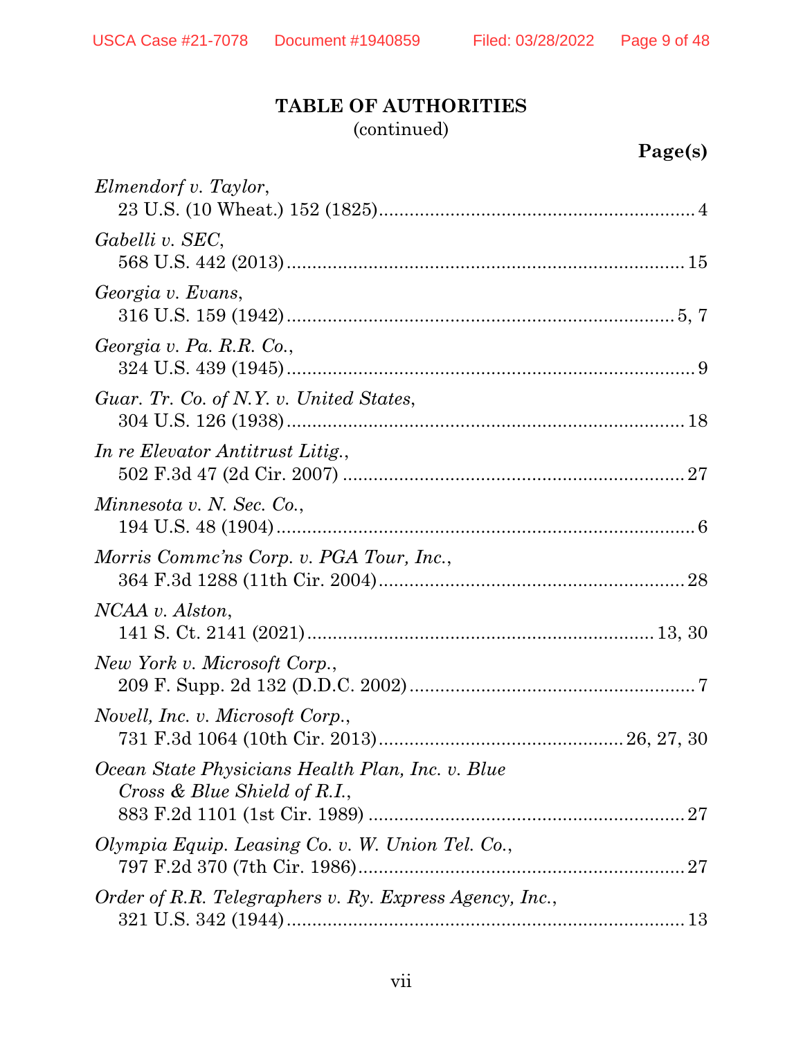## TABLE OF AUTHORITIES
(continued)

**Page(s)**

*Elmendorf v. Taylor*,
23 U.S. (10 Wheat.) 152 (1825) .......... 4

*Gabelli v. SEC*,
568 U.S. 442 (2013) .......... 15

*Georgia v. Evans*,
316 U.S. 159 (1942) .......... 5, 7

*Georgia v. Pa. R.R. Co.*,
324 U.S. 439 (1945) .......... 9

*Guar. Tr. Co. of N.Y. v. United States*,
304 U.S. 126 (1938) .......... 18

*In re Elevator Antitrust Litig.*,
502 F.3d 47 (2d Cir. 2007) .......... 27

*Minnesota v. N. Sec. Co.*,
194 U.S. 48 (1904) .......... 6

*Morris Commc'ns Corp. v. PGA Tour, Inc.*,
364 F.3d 1288 (11th Cir. 2004) .......... 28

*NCAA v. Alston*,
141 S. Ct. 2141 (2021) .......... 13, 30

*New York v. Microsoft Corp.*,
209 F. Supp. 2d 132 (D.D.C. 2002) .......... 7

*Novell, Inc. v. Microsoft Corp.*,
731 F.3d 1064 (10th Cir. 2013) .......... 26, 27, 30

*Ocean State Physicians Health Plan, Inc. v. Blue Cross & Blue Shield of R.I.*,
883 F.2d 1101 (1st Cir. 1989) .......... 27

*Olympia Equip. Leasing Co. v. W. Union Tel. Co.*,
797 F.2d 370 (7th Cir. 1986) .......... 27

*Order of R.R. Telegraphers v. Ry. Express Agency, Inc.*,
321 U.S. 342 (1944) .......... 13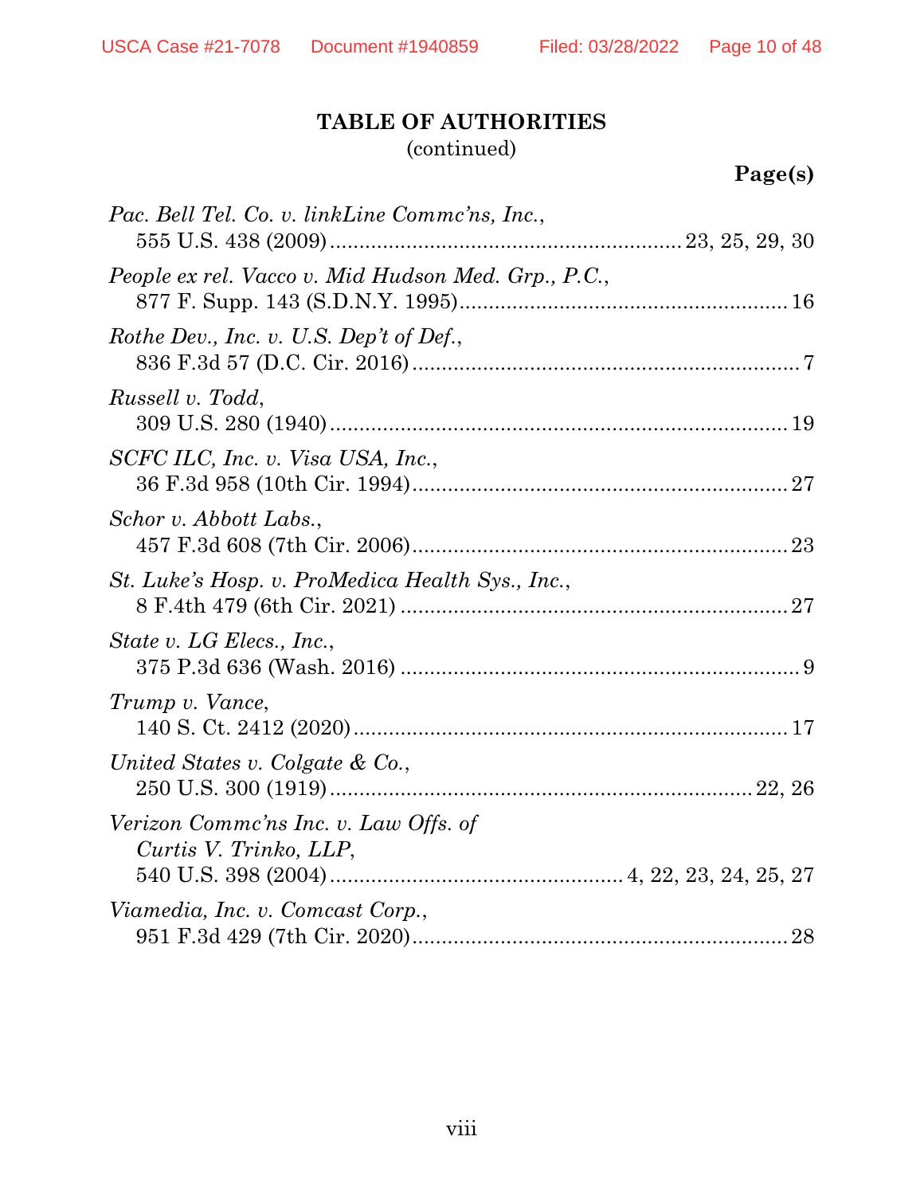# TABLE OF AUTHORITIES
(continued)

**Page(s)**

*Pac. Bell Tel. Co. v. linkLine Commc'ns, Inc.*,
555 U.S. 438 (2009) ........................................................ 23, 25, 29, 30

*People ex rel. Vacco v. Mid Hudson Med. Grp., P.C.*,
877 F. Supp. 143 (S.D.N.Y. 1995) ........................................................ 16

*Rothe Dev., Inc. v. U.S. Dep't of Def.*,
836 F.3d 57 (D.C. Cir. 2016) ........................................................ 7

*Russell v. Todd*,
309 U.S. 280 (1940) ........................................................ 19

*SCFC ILC, Inc. v. Visa USA, Inc.*,
36 F.3d 958 (10th Cir. 1994) ........................................................ 27

*Schor v. Abbott Labs.*,
457 F.3d 608 (7th Cir. 2006) ........................................................ 23

*St. Luke's Hosp. v. ProMedica Health Sys., Inc.*,
8 F.4th 479 (6th Cir. 2021) ........................................................ 27

*State v. LG Elecs., Inc.*,
375 P.3d 636 (Wash. 2016) ........................................................ 9

*Trump v. Vance*,
140 S. Ct. 2412 (2020) ........................................................ 17

*United States v. Colgate & Co.*,
250 U.S. 300 (1919) ........................................................ 22, 26

*Verizon Commc'ns Inc. v. Law Offs. of Curtis V. Trinko, LLP*,
540 U.S. 398 (2004) ........................................................ 4, 22, 23, 24, 25, 27

*Viamedia, Inc. v. Comcast Corp.*,
951 F.3d 429 (7th Cir. 2020) ........................................................ 28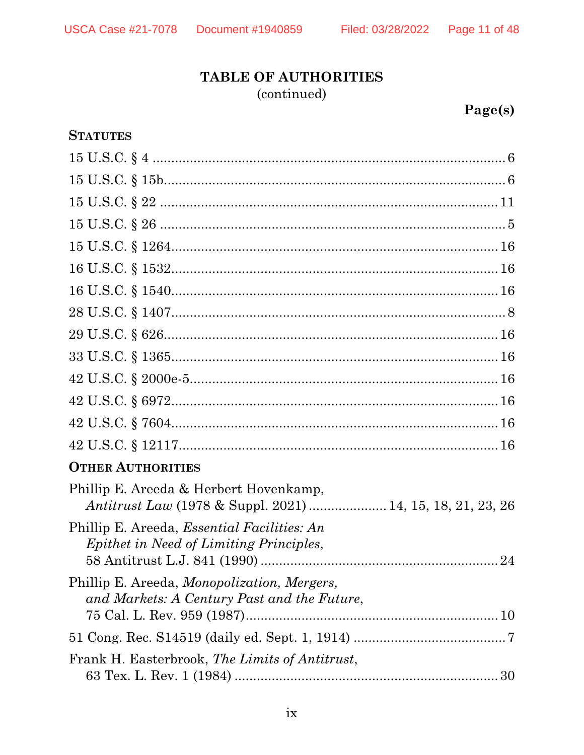**TABLE OF AUTHORITIES**
(continued)

**Page(s)**

**STATUTES**

15 U.S.C. § 4 .......... 6

15 U.S.C. § 15b .......... 6

15 U.S.C. § 22 .......... 11

15 U.S.C. § 26 .......... 5

15 U.S.C. § 1264 .......... 16

16 U.S.C. § 1532 .......... 16

16 U.S.C. § 1540 .......... 16

28 U.S.C. § 1407 .......... 8

29 U.S.C. § 626 .......... 16

33 U.S.C. § 1365 .......... 16

42 U.S.C. § 2000e-5 .......... 16

42 U.S.C. § 6972 .......... 16

42 U.S.C. § 7604 .......... 16

42 U.S.C. § 12117 .......... 16

**OTHER AUTHORITIES**

Phillip E. Areeda & Herbert Hovenkamp, *Antitrust Law* (1978 & Suppl. 2021) .......... 14, 15, 18, 21, 23, 26

Phillip E. Areeda, *Essential Facilities: An Epithet in Need of Limiting Principles*, 58 Antitrust L.J. 841 (1990) .......... 24

Phillip E. Areeda, *Monopolization, Mergers, and Markets: A Century Past and the Future*, 75 Cal. L. Rev. 959 (1987) .......... 10

51 Cong. Rec. S14519 (daily ed. Sept. 1, 1914) .......... 7

Frank H. Easterbrook, *The Limits of Antitrust*, 63 Tex. L. Rev. 1 (1984) .......... 30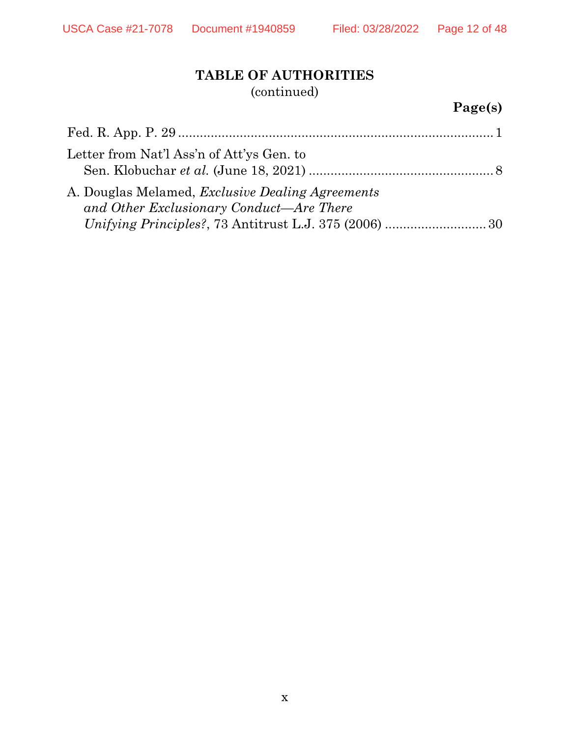## TABLE OF AUTHORITIES
(continued)

**Page(s)**

Fed. R. App. P. 29 ........................................................................................ 1

Letter from Nat'l Ass'n of Att'ys Gen. to
Sen. Klobuchar *et al.* (June 18, 2021) .................................................... 8

A. Douglas Melamed, *Exclusive Dealing Agreements and Other Exclusionary Conduct—Are There Unifying Principles?*, 73 Antitrust L.J. 375 (2006) ............................ 30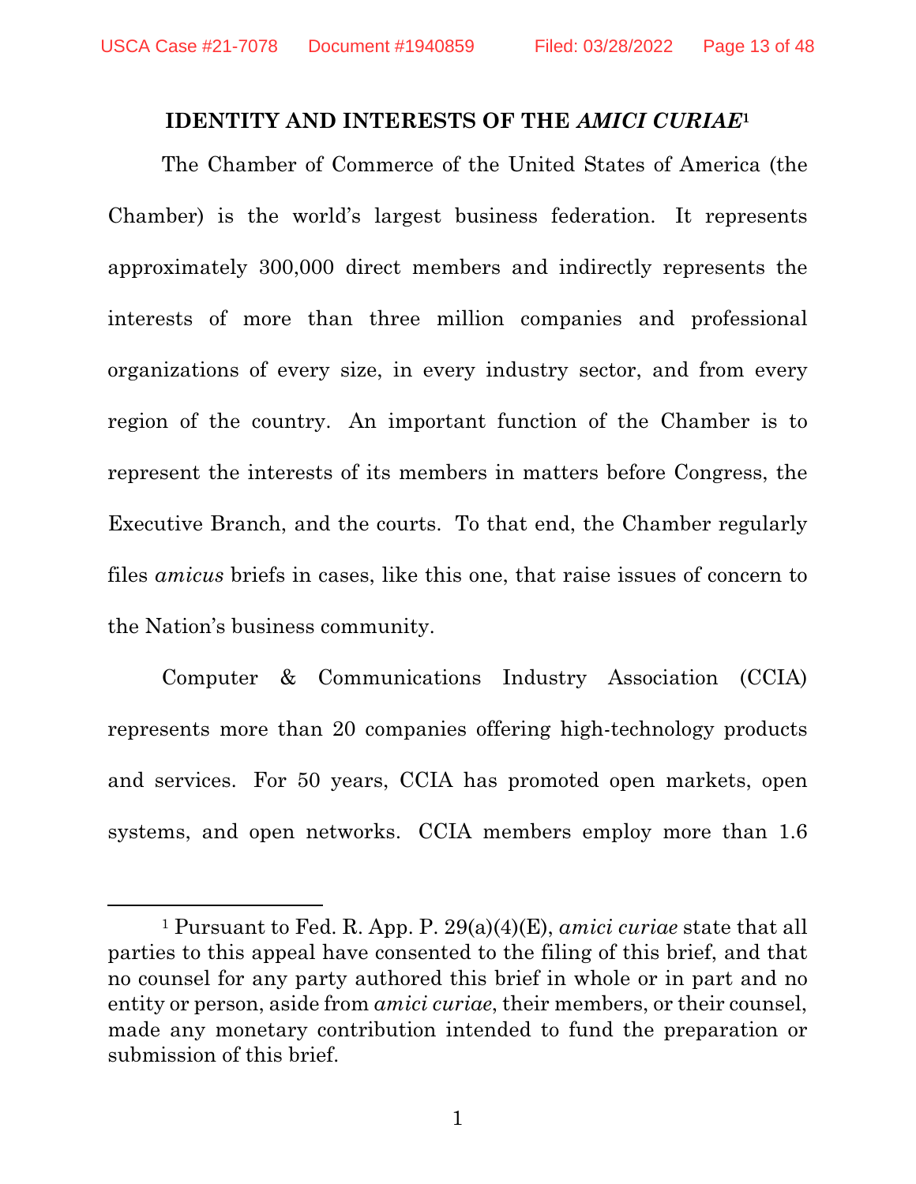## IDENTITY AND INTERESTS OF THE *AMICI CURIAE*[1]

The Chamber of Commerce of the United States of America (the Chamber) is the world's largest business federation. It represents approximately 300,000 direct members and indirectly represents the interests of more than three million companies and professional organizations of every size, in every industry sector, and from every region of the country. An important function of the Chamber is to represent the interests of its members in matters before Congress, the Executive Branch, and the courts. To that end, the Chamber regularly files *amicus* briefs in cases, like this one, that raise issues of concern to the Nation's business community.

Computer & Communications Industry Association (CCIA) represents more than 20 companies offering high-technology products and services. For 50 years, CCIA has promoted open markets, open systems, and open networks. CCIA members employ more than 1.6

---

[1] Pursuant to Fed. R. App. P. 29(a)(4)(E), *amici curiae* state that all parties to this appeal have consented to the filing of this brief, and that no counsel for any party authored this brief in whole or in part and no entity or person, aside from *amici curiae*, their members, or their counsel, made any monetary contribution intended to fund the preparation or submission of this brief.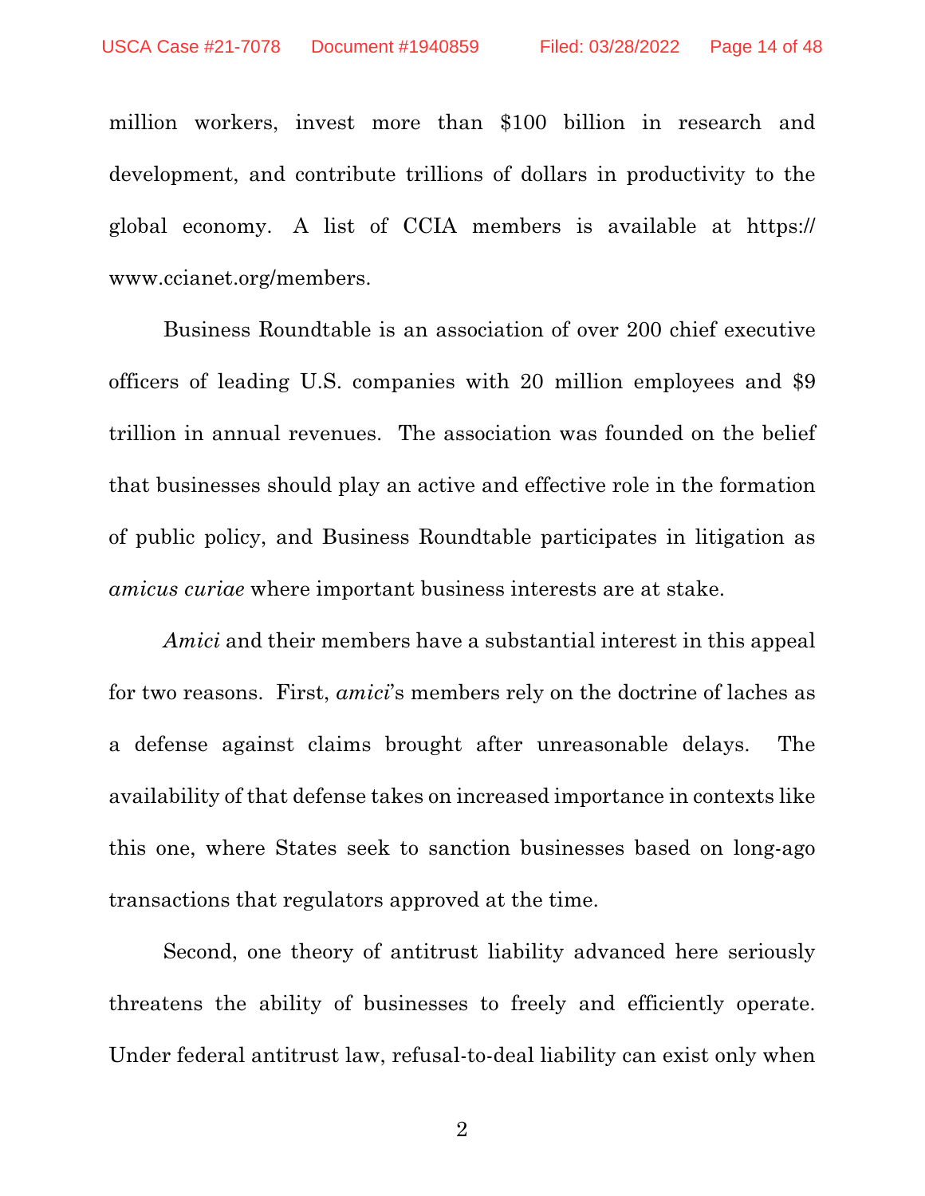million workers, invest more than $100 billion in research and development, and contribute trillions of dollars in productivity to the global economy. A list of CCIA members is available at https://www.ccianet.org/members.

Business Roundtable is an association of over 200 chief executive officers of leading U.S. companies with 20 million employees and $9 trillion in annual revenues. The association was founded on the belief that businesses should play an active and effective role in the formation of public policy, and Business Roundtable participates in litigation as *amicus curiae* where important business interests are at stake.

*Amici* and their members have a substantial interest in this appeal for two reasons. First, *amici*'s members rely on the doctrine of laches as a defense against claims brought after unreasonable delays. The availability of that defense takes on increased importance in contexts like this one, where States seek to sanction businesses based on long-ago transactions that regulators approved at the time.

Second, one theory of antitrust liability advanced here seriously threatens the ability of businesses to freely and efficiently operate. Under federal antitrust law, refusal-to-deal liability can exist only when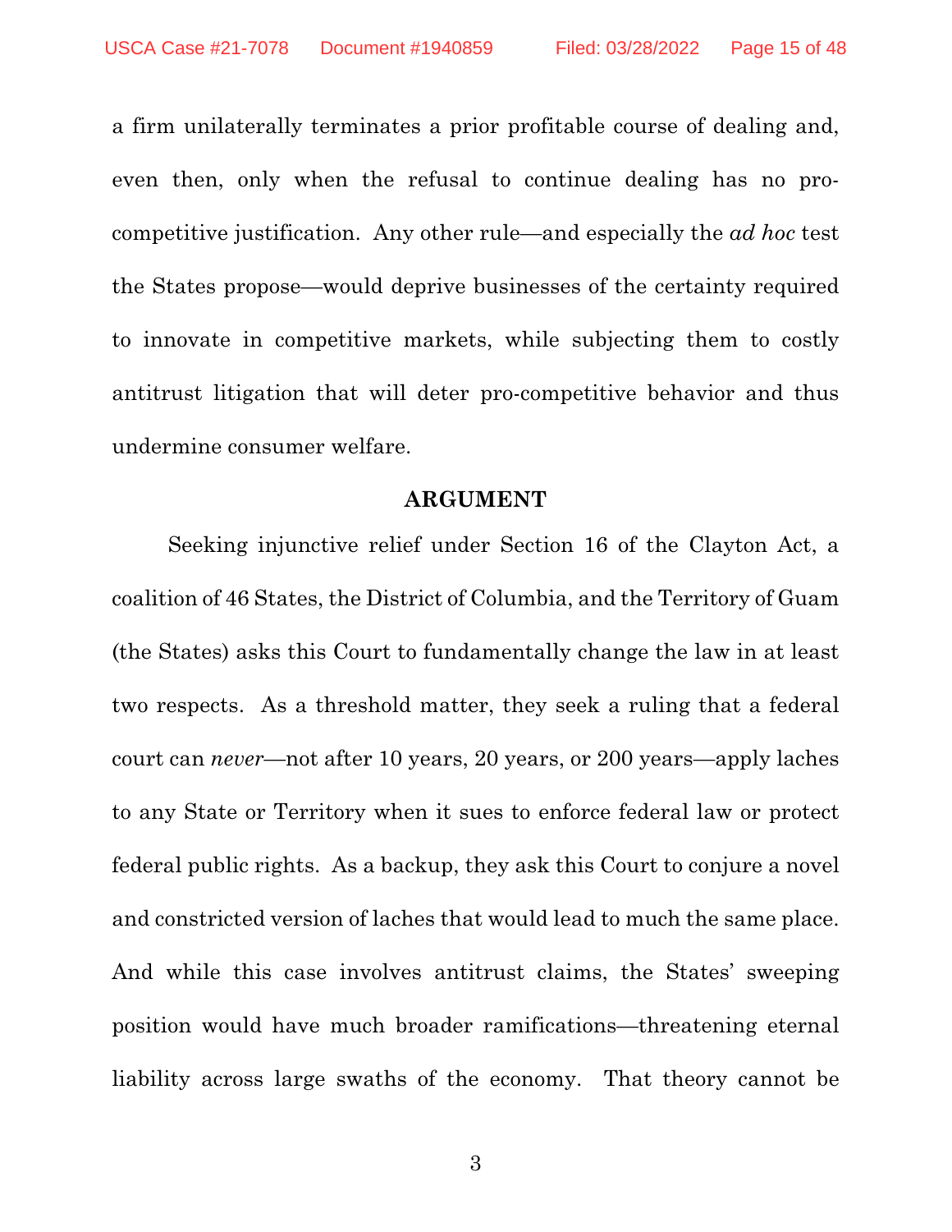a firm unilaterally terminates a prior profitable course of dealing and, even then, only when the refusal to continue dealing has no pro-competitive justification. Any other rule—and especially the *ad hoc* test the States propose—would deprive businesses of the certainty required to innovate in competitive markets, while subjecting them to costly antitrust litigation that will deter pro-competitive behavior and thus undermine consumer welfare.

## ARGUMENT

Seeking injunctive relief under Section 16 of the Clayton Act, a coalition of 46 States, the District of Columbia, and the Territory of Guam (the States) asks this Court to fundamentally change the law in at least two respects. As a threshold matter, they seek a ruling that a federal court can *never*—not after 10 years, 20 years, or 200 years—apply laches to any State or Territory when it sues to enforce federal law or protect federal public rights. As a backup, they ask this Court to conjure a novel and constricted version of laches that would lead to much the same place. And while this case involves antitrust claims, the States' sweeping position would have much broader ramifications—threatening eternal liability across large swaths of the economy. That theory cannot be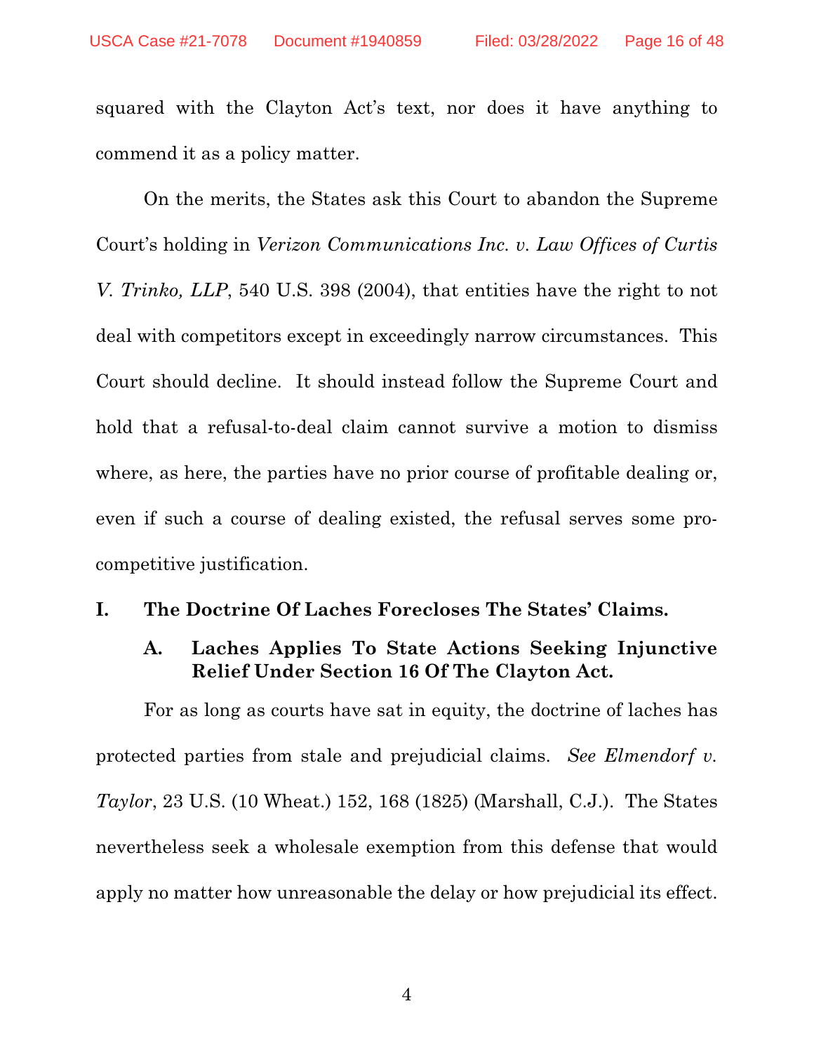squared with the Clayton Act's text, nor does it have anything to commend it as a policy matter.

On the merits, the States ask this Court to abandon the Supreme Court's holding in *Verizon Communications Inc. v. Law Offices of Curtis V. Trinko, LLP*, 540 U.S. 398 (2004), that entities have the right to not deal with competitors except in exceedingly narrow circumstances. This Court should decline. It should instead follow the Supreme Court and hold that a refusal-to-deal claim cannot survive a motion to dismiss where, as here, the parties have no prior course of profitable dealing or, even if such a course of dealing existed, the refusal serves some pro-competitive justification.

## I. The Doctrine Of Laches Forecloses The States' Claims.

### A. Laches Applies To State Actions Seeking Injunctive Relief Under Section 16 Of The Clayton Act.

For as long as courts have sat in equity, the doctrine of laches has protected parties from stale and prejudicial claims. *See Elmendorf v. Taylor*, 23 U.S. (10 Wheat.) 152, 168 (1825) (Marshall, C.J.). The States nevertheless seek a wholesale exemption from this defense that would apply no matter how unreasonable the delay or how prejudicial its effect.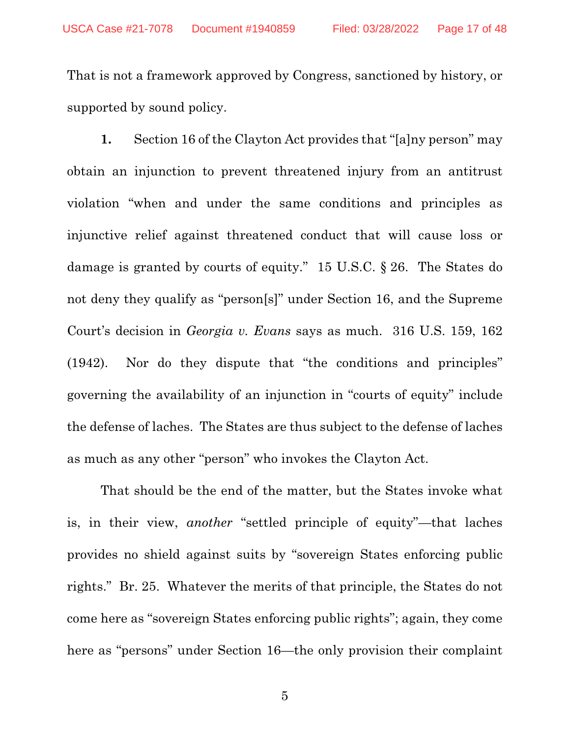That is not a framework approved by Congress, sanctioned by history, or supported by sound policy.

**1.** Section 16 of the Clayton Act provides that "[a]ny person" may obtain an injunction to prevent threatened injury from an antitrust violation "when and under the same conditions and principles as injunctive relief against threatened conduct that will cause loss or damage is granted by courts of equity." 15 U.S.C. § 26. The States do not deny they qualify as "person[s]" under Section 16, and the Supreme Court's decision in *Georgia v. Evans* says as much. 316 U.S. 159, 162 (1942). Nor do they dispute that "the conditions and principles" governing the availability of an injunction in "courts of equity" include the defense of laches. The States are thus subject to the defense of laches as much as any other "person" who invokes the Clayton Act.

That should be the end of the matter, but the States invoke what is, in their view, *another* "settled principle of equity"—that laches provides no shield against suits by "sovereign States enforcing public rights." Br. 25. Whatever the merits of that principle, the States do not come here as "sovereign States enforcing public rights"; again, they come here as "persons" under Section 16—the only provision their complaint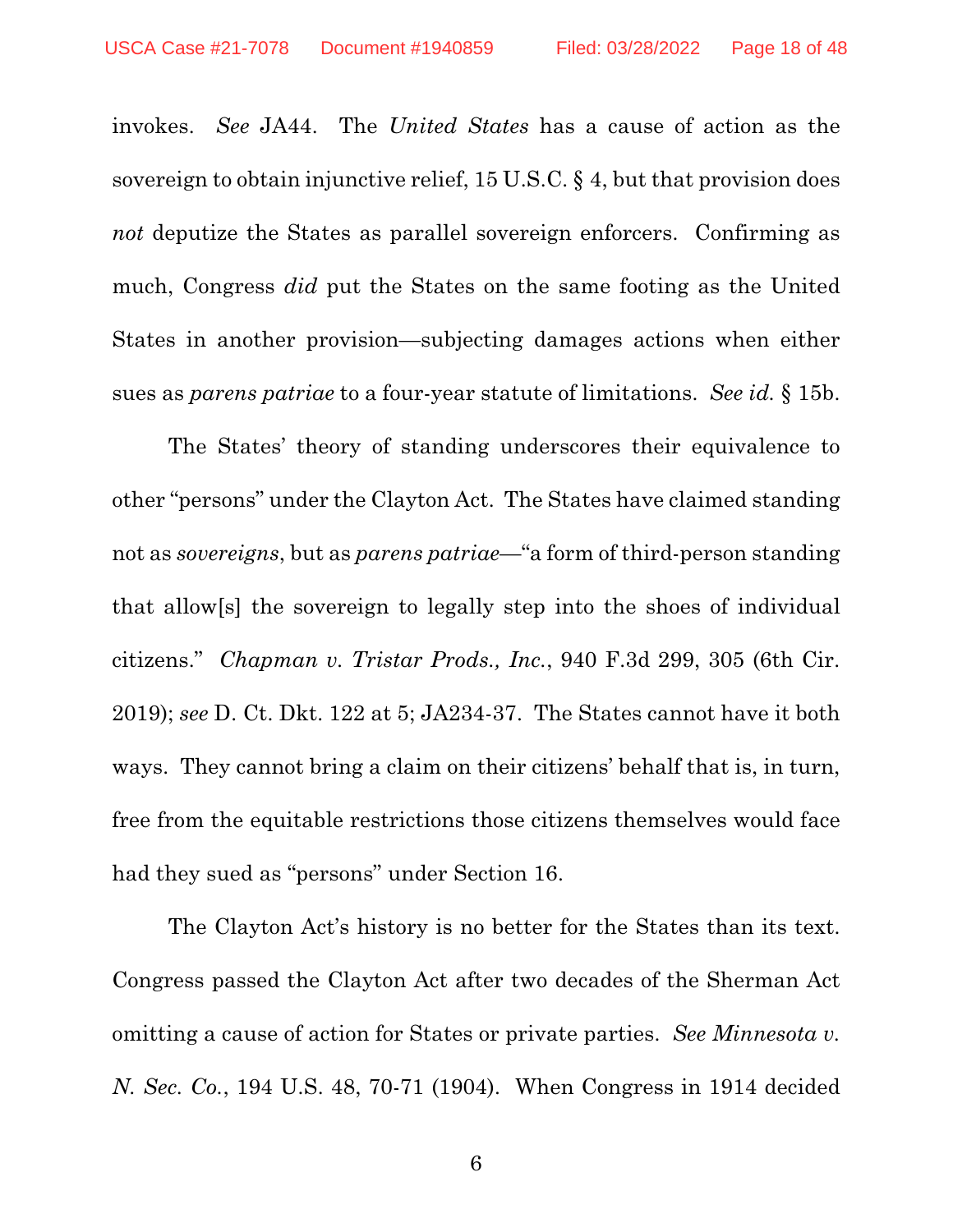invokes. *See* JA44. The *United States* has a cause of action as the sovereign to obtain injunctive relief, 15 U.S.C. § 4, but that provision does *not* deputize the States as parallel sovereign enforcers. Confirming as much, Congress *did* put the States on the same footing as the United States in another provision—subjecting damages actions when either sues as *parens patriae* to a four-year statute of limitations. *See id.* § 15b.

The States' theory of standing underscores their equivalence to other "persons" under the Clayton Act. The States have claimed standing not as *sovereigns*, but as *parens patriae*—"a form of third-person standing that allow[s] the sovereign to legally step into the shoes of individual citizens." *Chapman v. Tristar Prods., Inc.*, 940 F.3d 299, 305 (6th Cir. 2019); *see* D. Ct. Dkt. 122 at 5; JA234-37. The States cannot have it both ways. They cannot bring a claim on their citizens' behalf that is, in turn, free from the equitable restrictions those citizens themselves would face had they sued as "persons" under Section 16.

The Clayton Act's history is no better for the States than its text. Congress passed the Clayton Act after two decades of the Sherman Act omitting a cause of action for States or private parties. *See Minnesota v. N. Sec. Co.*, 194 U.S. 48, 70-71 (1904). When Congress in 1914 decided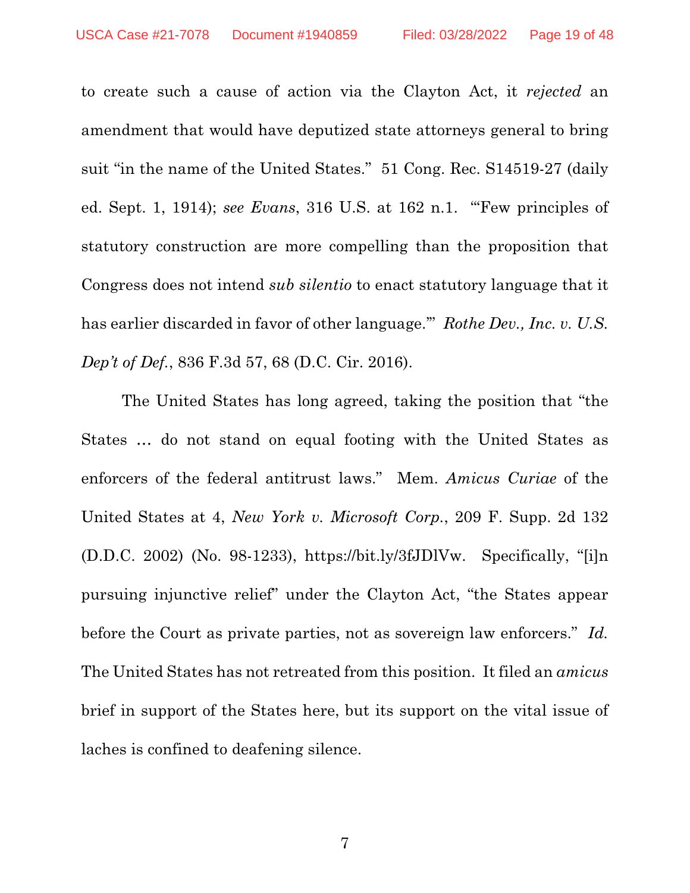to create such a cause of action via the Clayton Act, it *rejected* an amendment that would have deputized state attorneys general to bring suit "in the name of the United States." 51 Cong. Rec. S14519-27 (daily ed. Sept. 1, 1914); *see Evans*, 316 U.S. at 162 n.1. "'Few principles of statutory construction are more compelling than the proposition that Congress does not intend *sub silentio* to enact statutory language that it has earlier discarded in favor of other language.'" *Rothe Dev., Inc. v. U.S. Dep't of Def.*, 836 F.3d 57, 68 (D.C. Cir. 2016).

The United States has long agreed, taking the position that "the States … do not stand on equal footing with the United States as enforcers of the federal antitrust laws." Mem. *Amicus Curiae* of the United States at 4, *New York v. Microsoft Corp.*, 209 F. Supp. 2d 132 (D.D.C. 2002) (No. 98-1233), https://bit.ly/3fJDlVw. Specifically, "[i]n pursuing injunctive relief" under the Clayton Act, "the States appear before the Court as private parties, not as sovereign law enforcers." *Id.* The United States has not retreated from this position. It filed an *amicus* brief in support of the States here, but its support on the vital issue of laches is confined to deafening silence.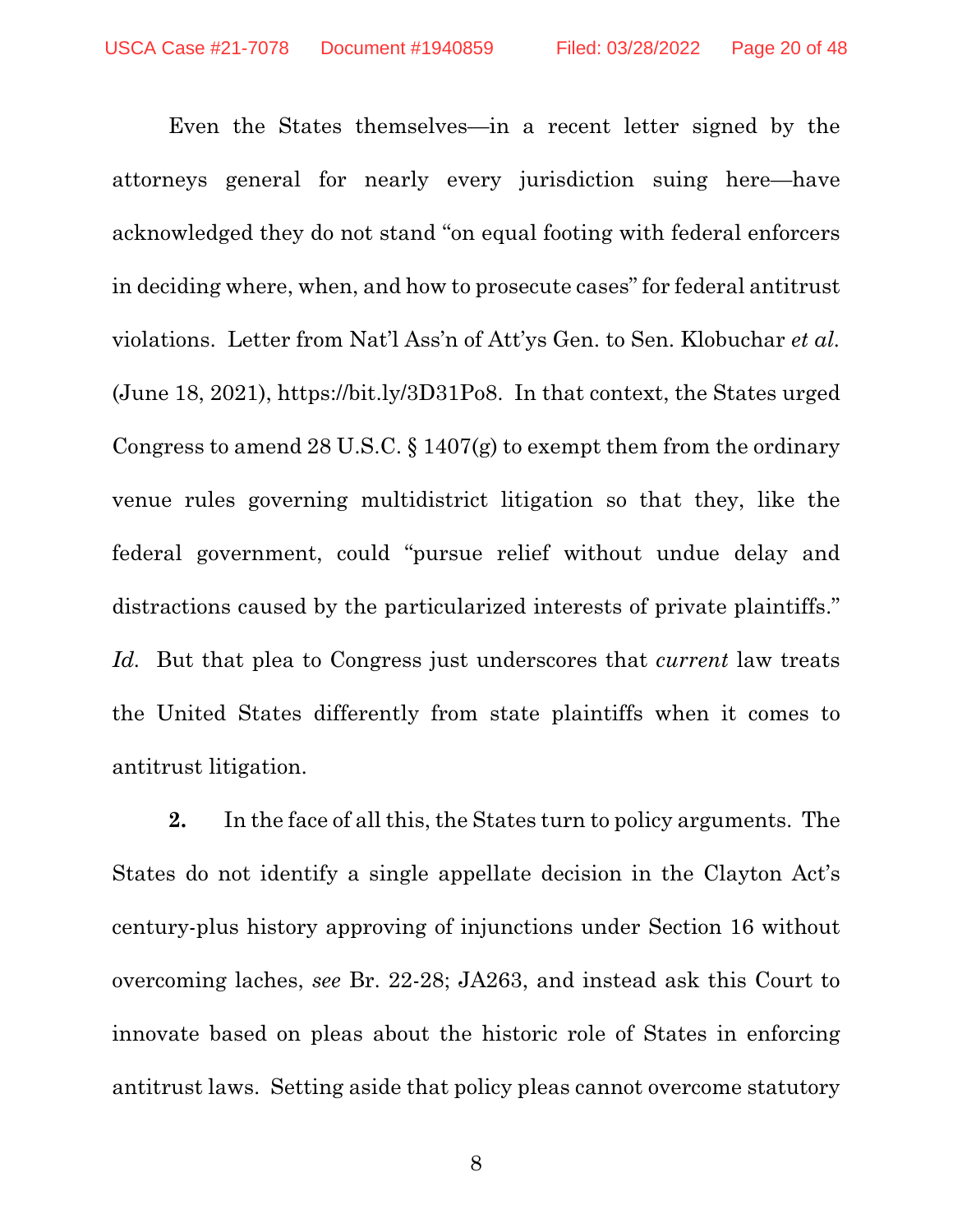Even the States themselves—in a recent letter signed by the attorneys general for nearly every jurisdiction suing here—have acknowledged they do not stand "on equal footing with federal enforcers in deciding where, when, and how to prosecute cases" for federal antitrust violations. Letter from Nat'l Ass'n of Att'ys Gen. to Sen. Klobuchar *et al.* (June 18, 2021), https://bit.ly/3D31Po8. In that context, the States urged Congress to amend 28 U.S.C. § 1407(g) to exempt them from the ordinary venue rules governing multidistrict litigation so that they, like the federal government, could "pursue relief without undue delay and distractions caused by the particularized interests of private plaintiffs." *Id.* But that plea to Congress just underscores that *current* law treats the United States differently from state plaintiffs when it comes to antitrust litigation.

**2.** In the face of all this, the States turn to policy arguments. The States do not identify a single appellate decision in the Clayton Act's century-plus history approving of injunctions under Section 16 without overcoming laches, *see* Br. 22-28; JA263, and instead ask this Court to innovate based on pleas about the historic role of States in enforcing antitrust laws. Setting aside that policy pleas cannot overcome statutory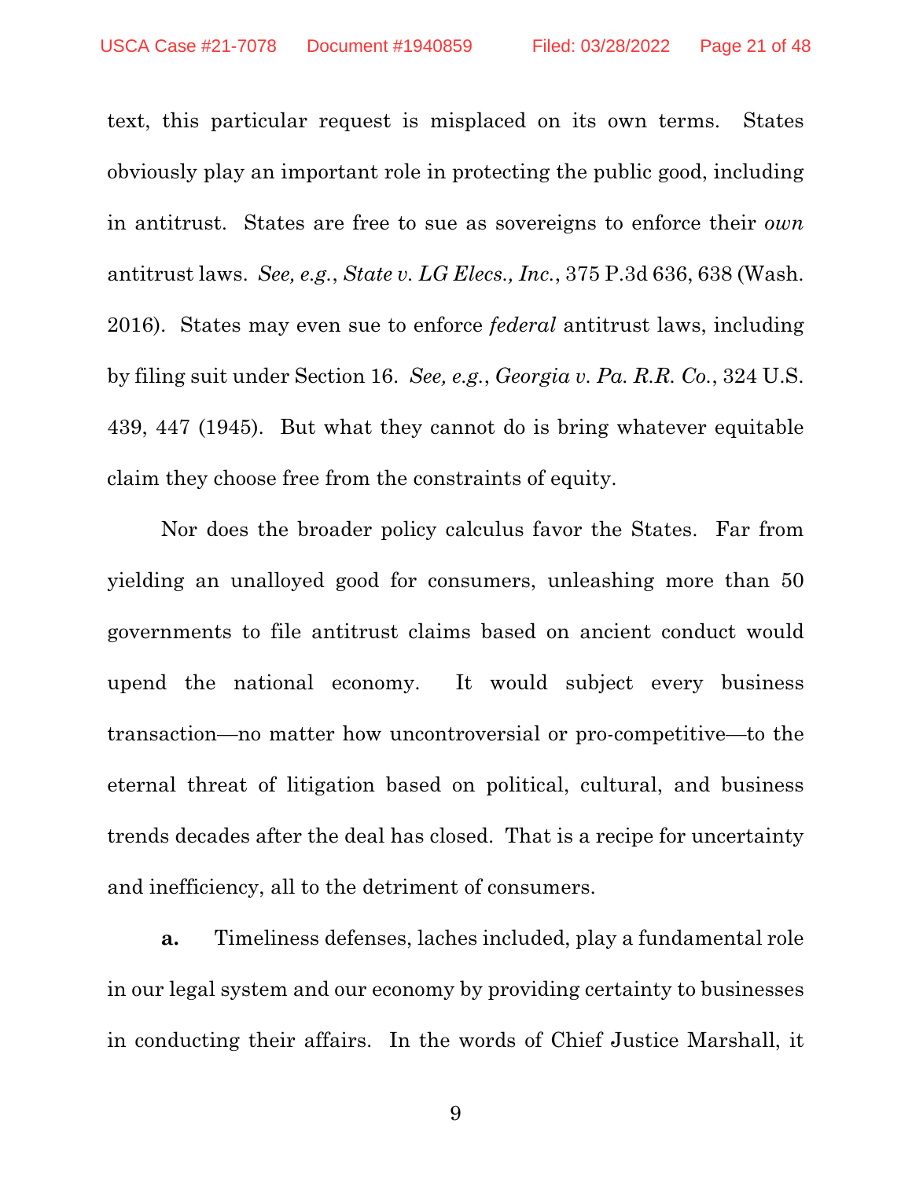text, this particular request is misplaced on its own terms. States obviously play an important role in protecting the public good, including in antitrust. States are free to sue as sovereigns to enforce their *own* antitrust laws. *See, e.g.*, *State v. LG Elecs., Inc.*, 375 P.3d 636, 638 (Wash. 2016). States may even sue to enforce *federal* antitrust laws, including by filing suit under Section 16. *See, e.g.*, *Georgia v. Pa. R.R. Co.*, 324 U.S. 439, 447 (1945). But what they cannot do is bring whatever equitable claim they choose free from the constraints of equity.

Nor does the broader policy calculus favor the States. Far from yielding an unalloyed good for consumers, unleashing more than 50 governments to file antitrust claims based on ancient conduct would upend the national economy. It would subject every business transaction—no matter how uncontroversial or pro-competitive—to the eternal threat of litigation based on political, cultural, and business trends decades after the deal has closed. That is a recipe for uncertainty and inefficiency, all to the detriment of consumers.

**a.** Timeliness defenses, laches included, play a fundamental role in our legal system and our economy by providing certainty to businesses in conducting their affairs. In the words of Chief Justice Marshall, it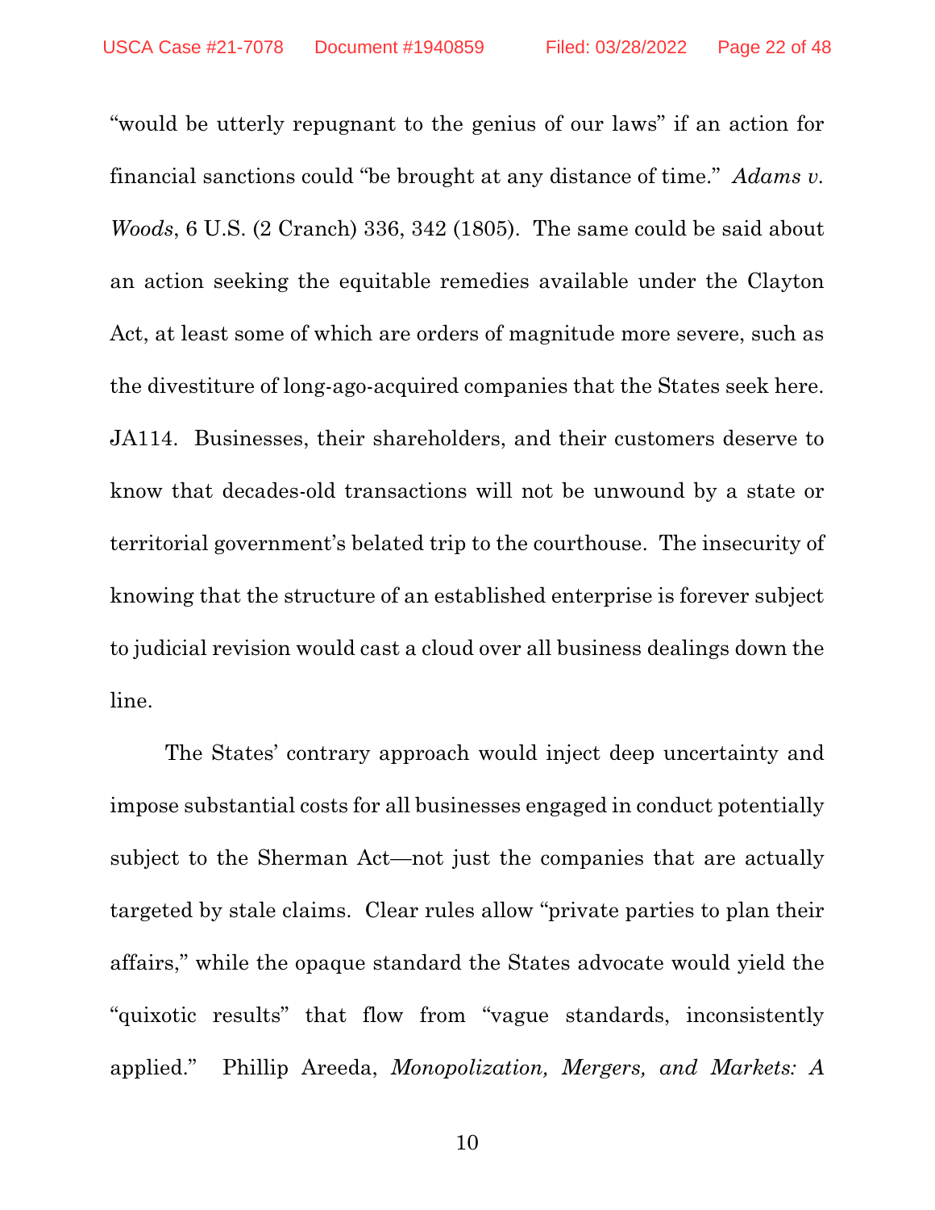"would be utterly repugnant to the genius of our laws" if an action for financial sanctions could "be brought at any distance of time." *Adams v. Woods*, 6 U.S. (2 Cranch) 336, 342 (1805). The same could be said about an action seeking the equitable remedies available under the Clayton Act, at least some of which are orders of magnitude more severe, such as the divestiture of long-ago-acquired companies that the States seek here. JA114. Businesses, their shareholders, and their customers deserve to know that decades-old transactions will not be unwound by a state or territorial government's belated trip to the courthouse. The insecurity of knowing that the structure of an established enterprise is forever subject to judicial revision would cast a cloud over all business dealings down the line.

The States' contrary approach would inject deep uncertainty and impose substantial costs for all businesses engaged in conduct potentially subject to the Sherman Act—not just the companies that are actually targeted by stale claims. Clear rules allow "private parties to plan their affairs," while the opaque standard the States advocate would yield the "quixotic results" that flow from "vague standards, inconsistently applied." Phillip Areeda, *Monopolization, Mergers, and Markets: A*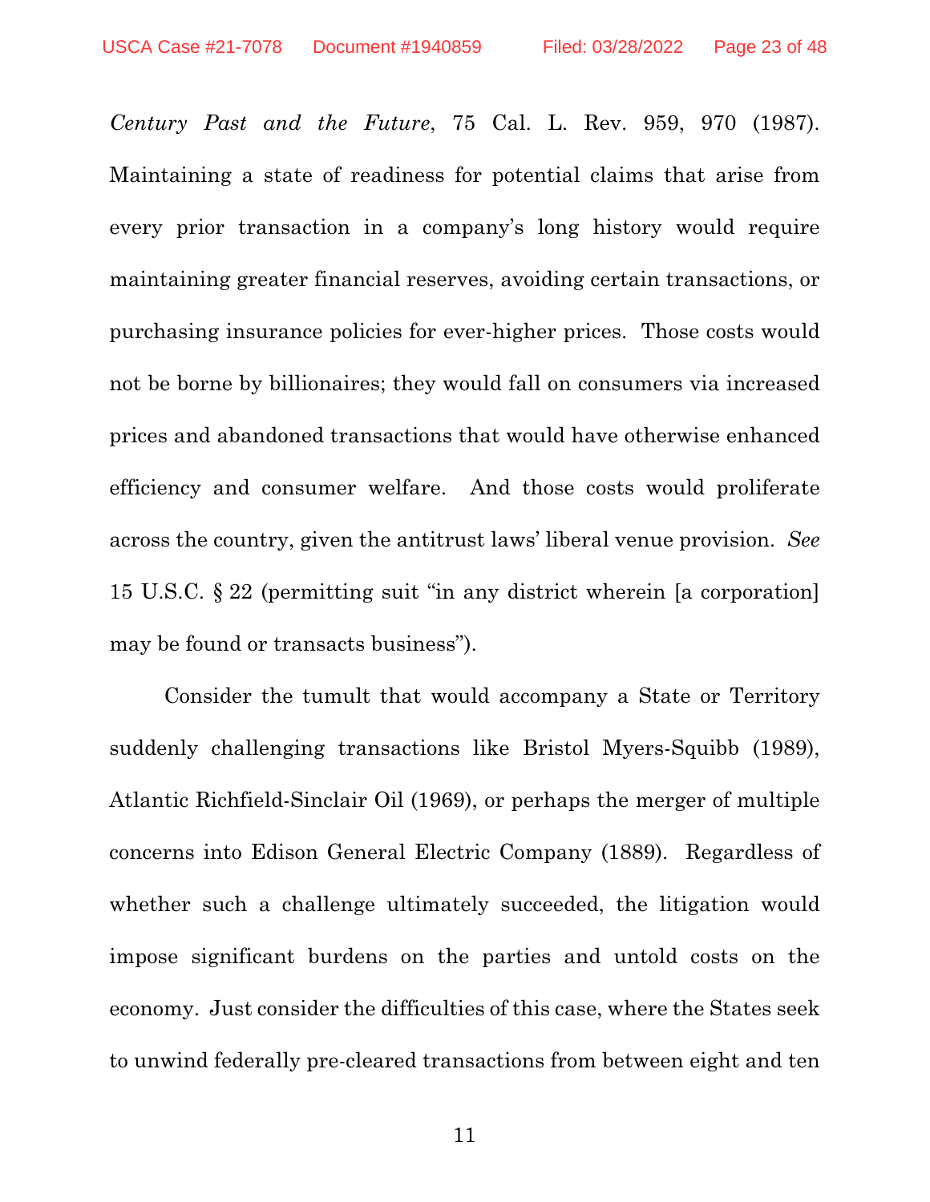*Century Past and the Future*, 75 Cal. L. Rev. 959, 970 (1987). Maintaining a state of readiness for potential claims that arise from every prior transaction in a company's long history would require maintaining greater financial reserves, avoiding certain transactions, or purchasing insurance policies for ever-higher prices. Those costs would not be borne by billionaires; they would fall on consumers via increased prices and abandoned transactions that would have otherwise enhanced efficiency and consumer welfare. And those costs would proliferate across the country, given the antitrust laws' liberal venue provision. *See* 15 U.S.C. § 22 (permitting suit "in any district wherein [a corporation] may be found or transacts business").

Consider the tumult that would accompany a State or Territory suddenly challenging transactions like Bristol Myers-Squibb (1989), Atlantic Richfield-Sinclair Oil (1969), or perhaps the merger of multiple concerns into Edison General Electric Company (1889). Regardless of whether such a challenge ultimately succeeded, the litigation would impose significant burdens on the parties and untold costs on the economy. Just consider the difficulties of this case, where the States seek to unwind federally pre-cleared transactions from between eight and ten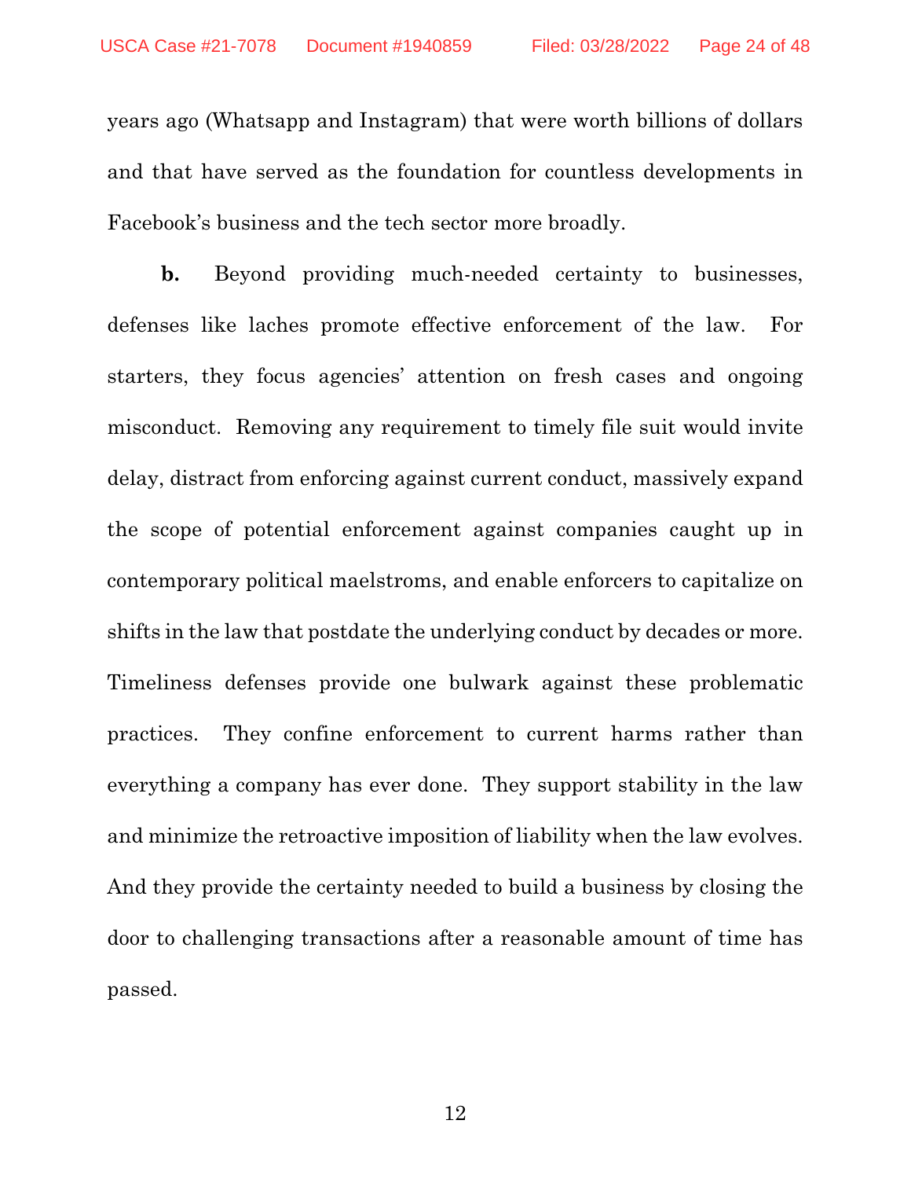years ago (Whatsapp and Instagram) that were worth billions of dollars and that have served as the foundation for countless developments in Facebook's business and the tech sector more broadly.

**b.** Beyond providing much-needed certainty to businesses, defenses like laches promote effective enforcement of the law. For starters, they focus agencies' attention on fresh cases and ongoing misconduct. Removing any requirement to timely file suit would invite delay, distract from enforcing against current conduct, massively expand the scope of potential enforcement against companies caught up in contemporary political maelstroms, and enable enforcers to capitalize on shifts in the law that postdate the underlying conduct by decades or more. Timeliness defenses provide one bulwark against these problematic practices. They confine enforcement to current harms rather than everything a company has ever done. They support stability in the law and minimize the retroactive imposition of liability when the law evolves. And they provide the certainty needed to build a business by closing the door to challenging transactions after a reasonable amount of time has passed.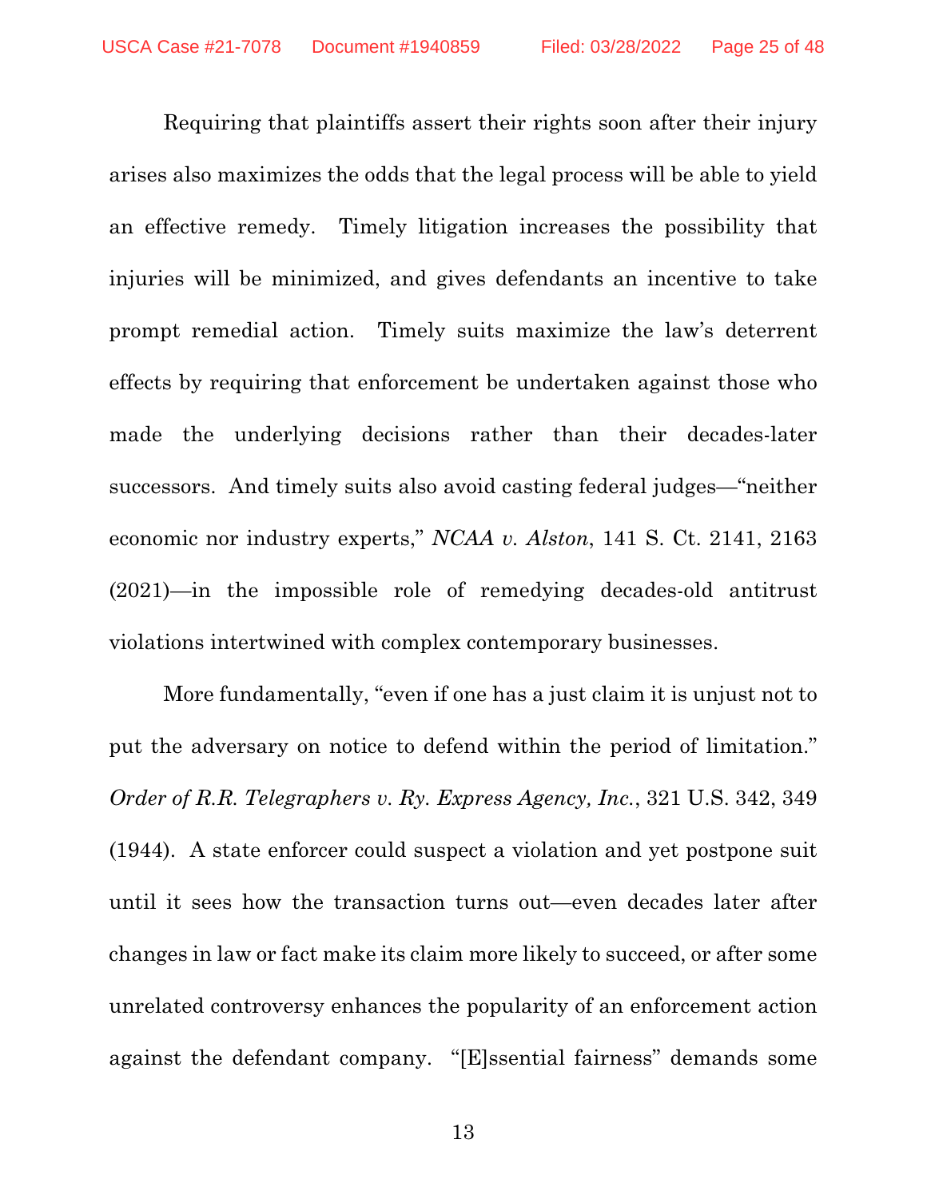Requiring that plaintiffs assert their rights soon after their injury arises also maximizes the odds that the legal process will be able to yield an effective remedy. Timely litigation increases the possibility that injuries will be minimized, and gives defendants an incentive to take prompt remedial action. Timely suits maximize the law's deterrent effects by requiring that enforcement be undertaken against those who made the underlying decisions rather than their decades-later successors. And timely suits also avoid casting federal judges—"neither economic nor industry experts," *NCAA v. Alston*, 141 S. Ct. 2141, 2163 (2021)—in the impossible role of remedying decades-old antitrust violations intertwined with complex contemporary businesses.

More fundamentally, "even if one has a just claim it is unjust not to put the adversary on notice to defend within the period of limitation." *Order of R.R. Telegraphers v. Ry. Express Agency, Inc.*, 321 U.S. 342, 349 (1944). A state enforcer could suspect a violation and yet postpone suit until it sees how the transaction turns out—even decades later after changes in law or fact make its claim more likely to succeed, or after some unrelated controversy enhances the popularity of an enforcement action against the defendant company. "[E]ssential fairness" demands some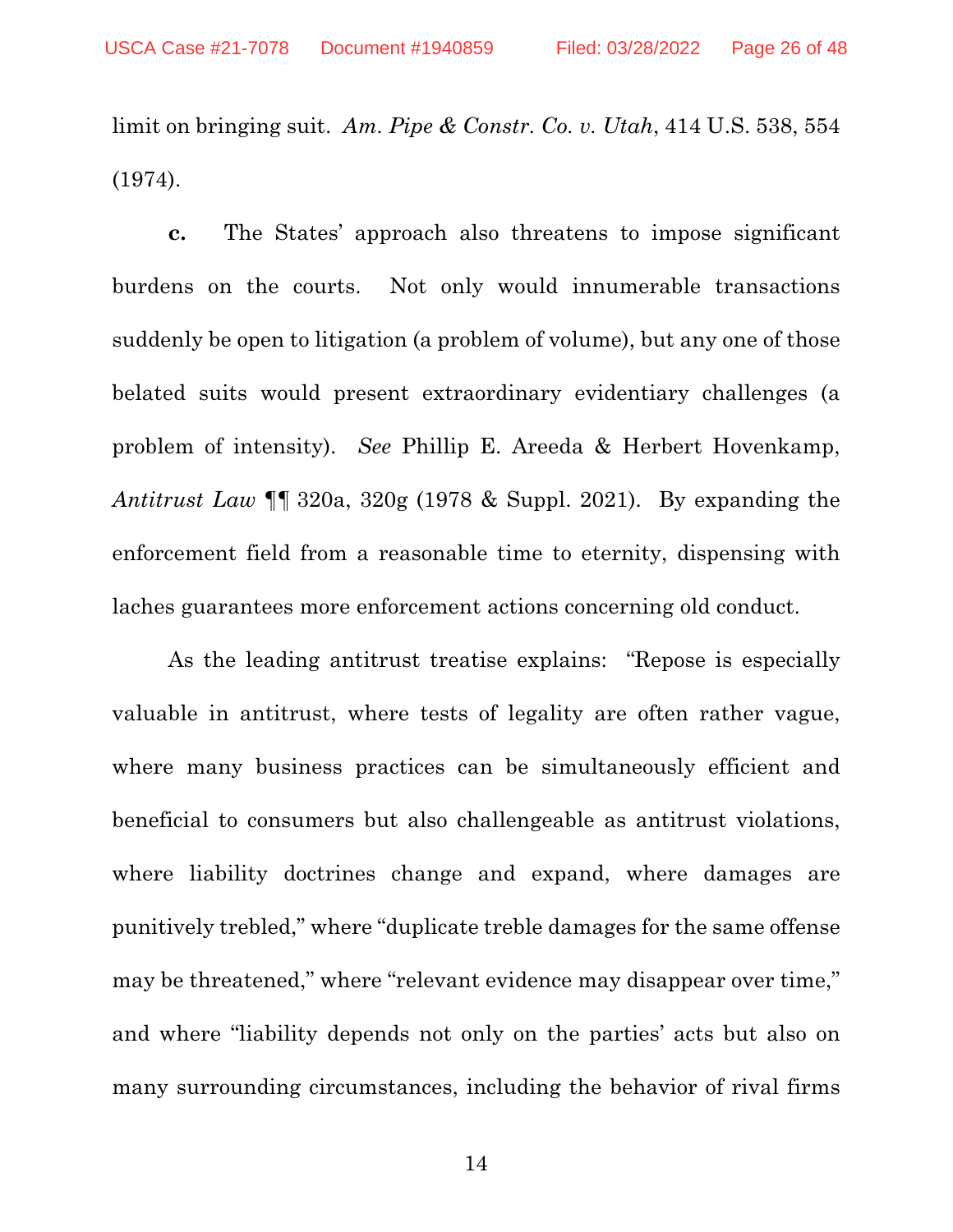limit on bringing suit. *Am. Pipe & Constr. Co. v. Utah*, 414 U.S. 538, 554 (1974).

**c.** The States' approach also threatens to impose significant burdens on the courts. Not only would innumerable transactions suddenly be open to litigation (a problem of volume), but any one of those belated suits would present extraordinary evidentiary challenges (a problem of intensity). *See* Phillip E. Areeda & Herbert Hovenkamp, *Antitrust Law* ¶¶ 320a, 320g (1978 & Suppl. 2021). By expanding the enforcement field from a reasonable time to eternity, dispensing with laches guarantees more enforcement actions concerning old conduct.

As the leading antitrust treatise explains: "Repose is especially valuable in antitrust, where tests of legality are often rather vague, where many business practices can be simultaneously efficient and beneficial to consumers but also challengeable as antitrust violations, where liability doctrines change and expand, where damages are punitively trebled," where "duplicate treble damages for the same offense may be threatened," where "relevant evidence may disappear over time," and where "liability depends not only on the parties' acts but also on many surrounding circumstances, including the behavior of rival firms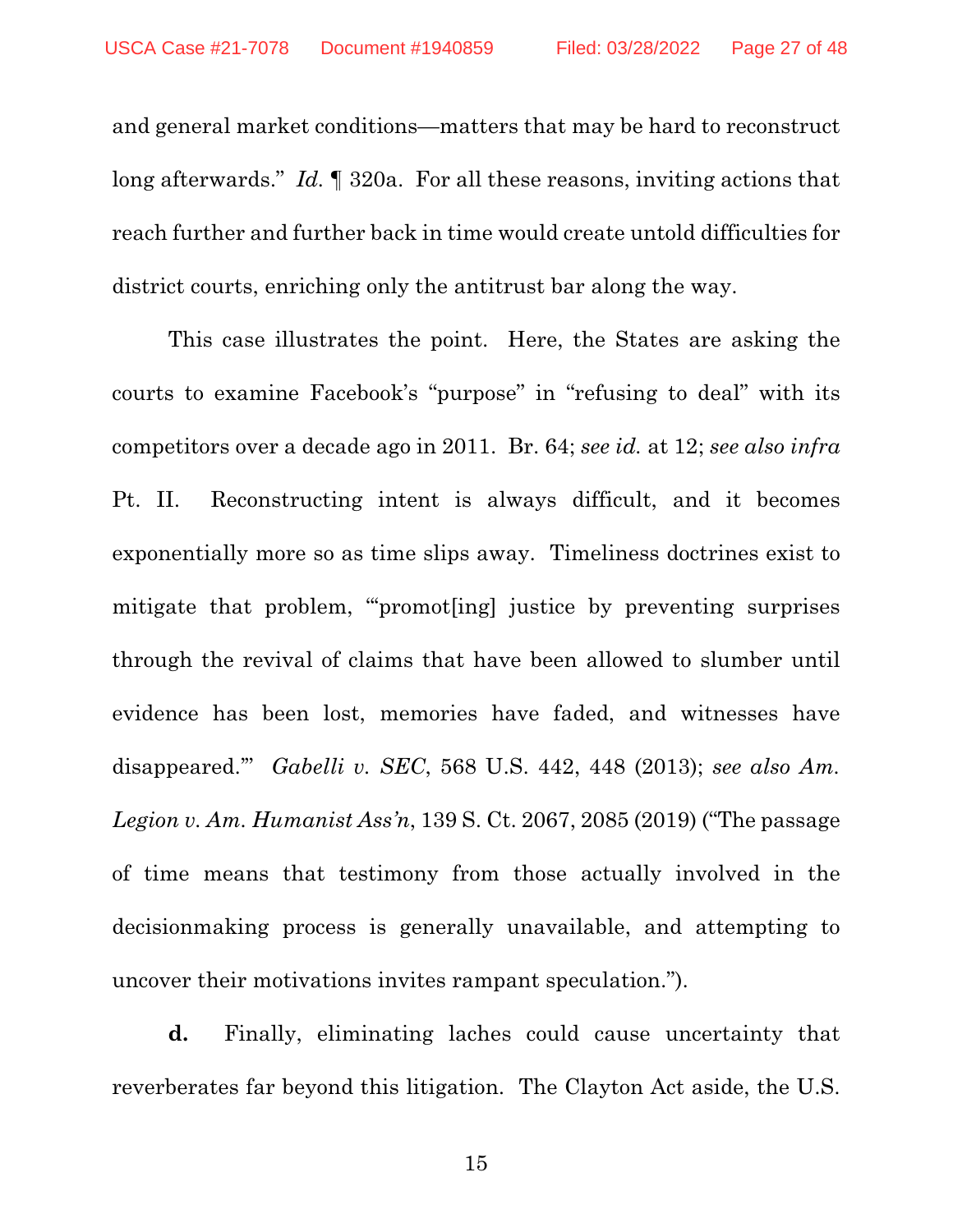and general market conditions—matters that may be hard to reconstruct long afterwards." *Id.* ¶ 320a. For all these reasons, inviting actions that reach further and further back in time would create untold difficulties for district courts, enriching only the antitrust bar along the way.

This case illustrates the point. Here, the States are asking the courts to examine Facebook's "purpose" in "refusing to deal" with its competitors over a decade ago in 2011. Br. 64; *see id.* at 12; *see also infra* Pt. II. Reconstructing intent is always difficult, and it becomes exponentially more so as time slips away. Timeliness doctrines exist to mitigate that problem, "'promot[ing] justice by preventing surprises through the revival of claims that have been allowed to slumber until evidence has been lost, memories have faded, and witnesses have disappeared.'" *Gabelli v. SEC*, 568 U.S. 442, 448 (2013); *see also Am. Legion v. Am. Humanist Ass'n*, 139 S. Ct. 2067, 2085 (2019) ("The passage of time means that testimony from those actually involved in the decisionmaking process is generally unavailable, and attempting to uncover their motivations invites rampant speculation.").

**d.** Finally, eliminating laches could cause uncertainty that reverberates far beyond this litigation. The Clayton Act aside, the U.S.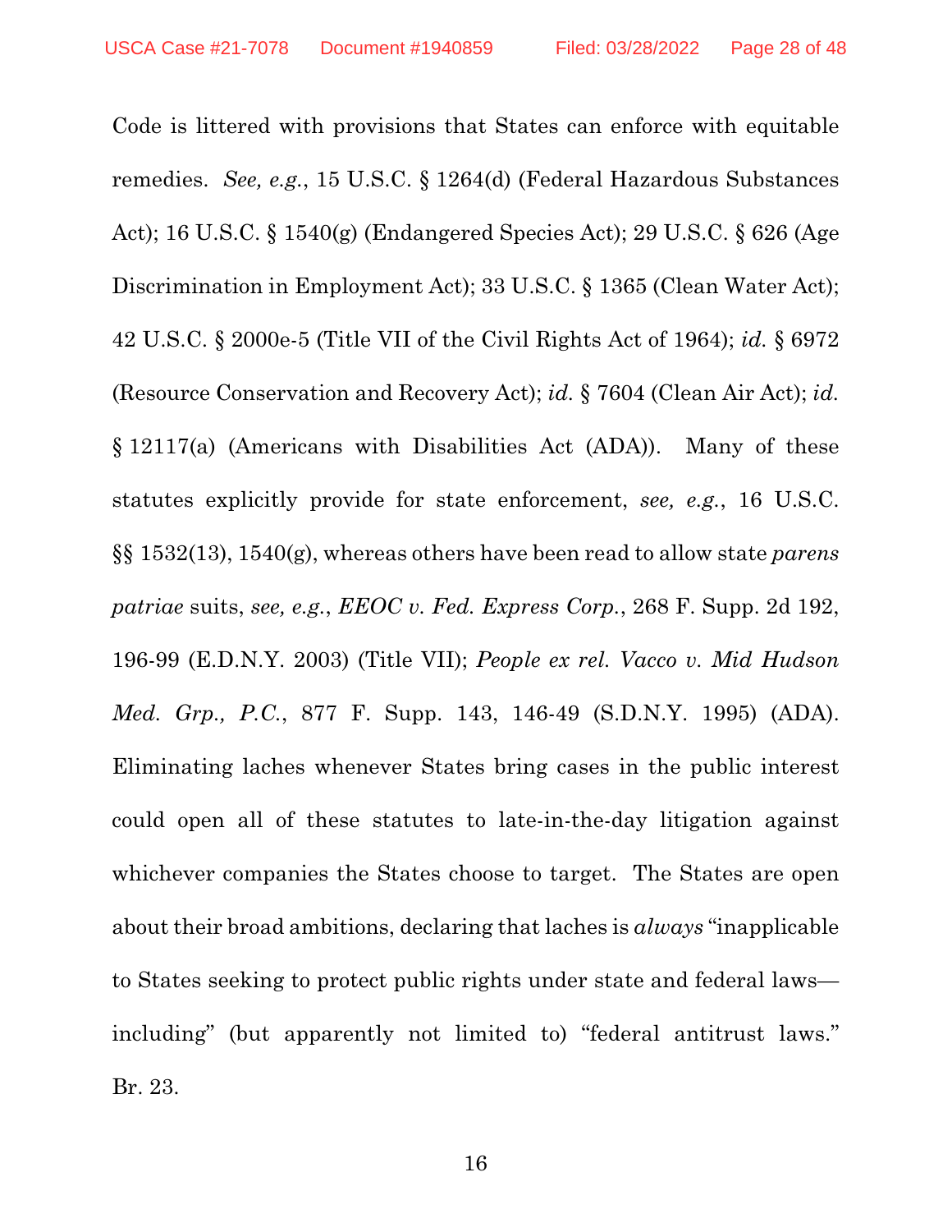Code is littered with provisions that States can enforce with equitable remedies. *See, e.g.*, 15 U.S.C. § 1264(d) (Federal Hazardous Substances Act); 16 U.S.C. § 1540(g) (Endangered Species Act); 29 U.S.C. § 626 (Age Discrimination in Employment Act); 33 U.S.C. § 1365 (Clean Water Act); 42 U.S.C. § 2000e-5 (Title VII of the Civil Rights Act of 1964); *id.* § 6972 (Resource Conservation and Recovery Act); *id.* § 7604 (Clean Air Act); *id.* § 12117(a) (Americans with Disabilities Act (ADA)). Many of these statutes explicitly provide for state enforcement, *see, e.g.*, 16 U.S.C. §§ 1532(13), 1540(g), whereas others have been read to allow state *parens patriae* suits, *see, e.g.*, *EEOC v. Fed. Express Corp.*, 268 F. Supp. 2d 192, 196-99 (E.D.N.Y. 2003) (Title VII); *People ex rel. Vacco v. Mid Hudson Med. Grp., P.C.*, 877 F. Supp. 143, 146-49 (S.D.N.Y. 1995) (ADA). Eliminating laches whenever States bring cases in the public interest could open all of these statutes to late-in-the-day litigation against whichever companies the States choose to target. The States are open about their broad ambitions, declaring that laches is *always* "inapplicable to States seeking to protect public rights under state and federal laws—including" (but apparently not limited to) "federal antitrust laws." Br. 23.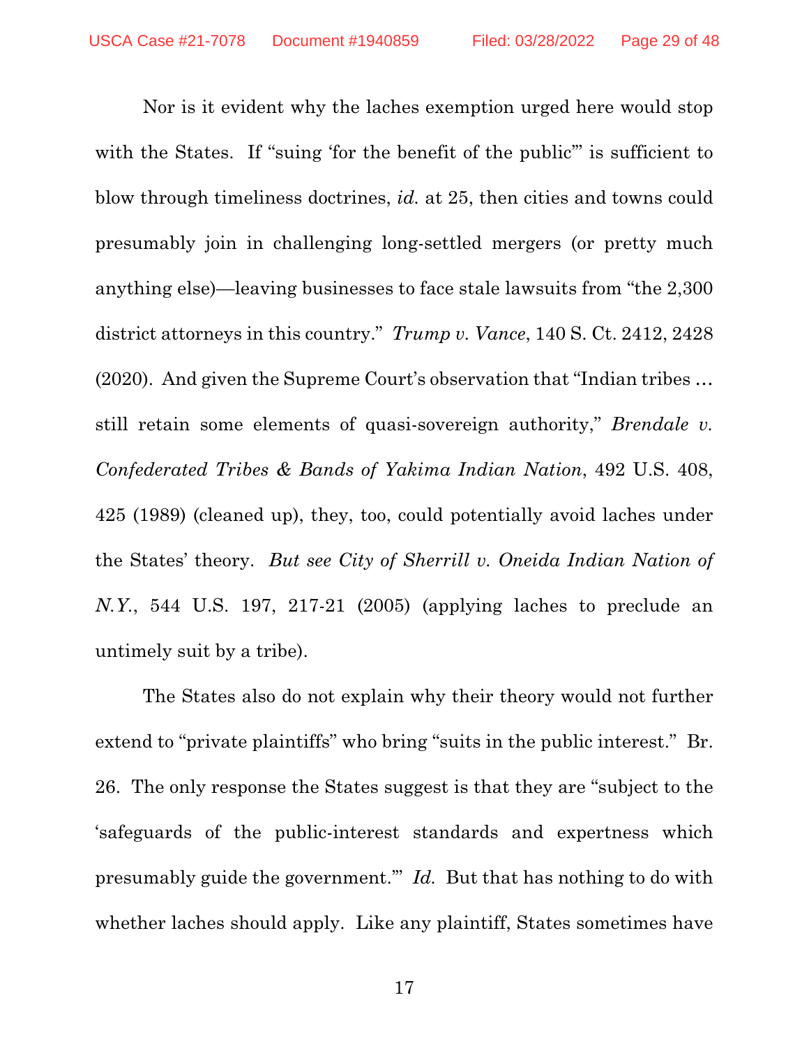Nor is it evident why the laches exemption urged here would stop with the States. If "suing 'for the benefit of the public'" is sufficient to blow through timeliness doctrines, *id.* at 25, then cities and towns could presumably join in challenging long-settled mergers (or pretty much anything else)—leaving businesses to face stale lawsuits from "the 2,300 district attorneys in this country." *Trump v. Vance*, 140 S. Ct. 2412, 2428 (2020). And given the Supreme Court's observation that "Indian tribes … still retain some elements of quasi-sovereign authority," *Brendale v. Confederated Tribes & Bands of Yakima Indian Nation*, 492 U.S. 408, 425 (1989) (cleaned up), they, too, could potentially avoid laches under the States' theory. *But see City of Sherrill v. Oneida Indian Nation of N.Y.*, 544 U.S. 197, 217-21 (2005) (applying laches to preclude an untimely suit by a tribe).

The States also do not explain why their theory would not further extend to "private plaintiffs" who bring "suits in the public interest." Br. 26. The only response the States suggest is that they are "subject to the 'safeguards of the public-interest standards and expertness which presumably guide the government.'" *Id.* But that has nothing to do with whether laches should apply. Like any plaintiff, States sometimes have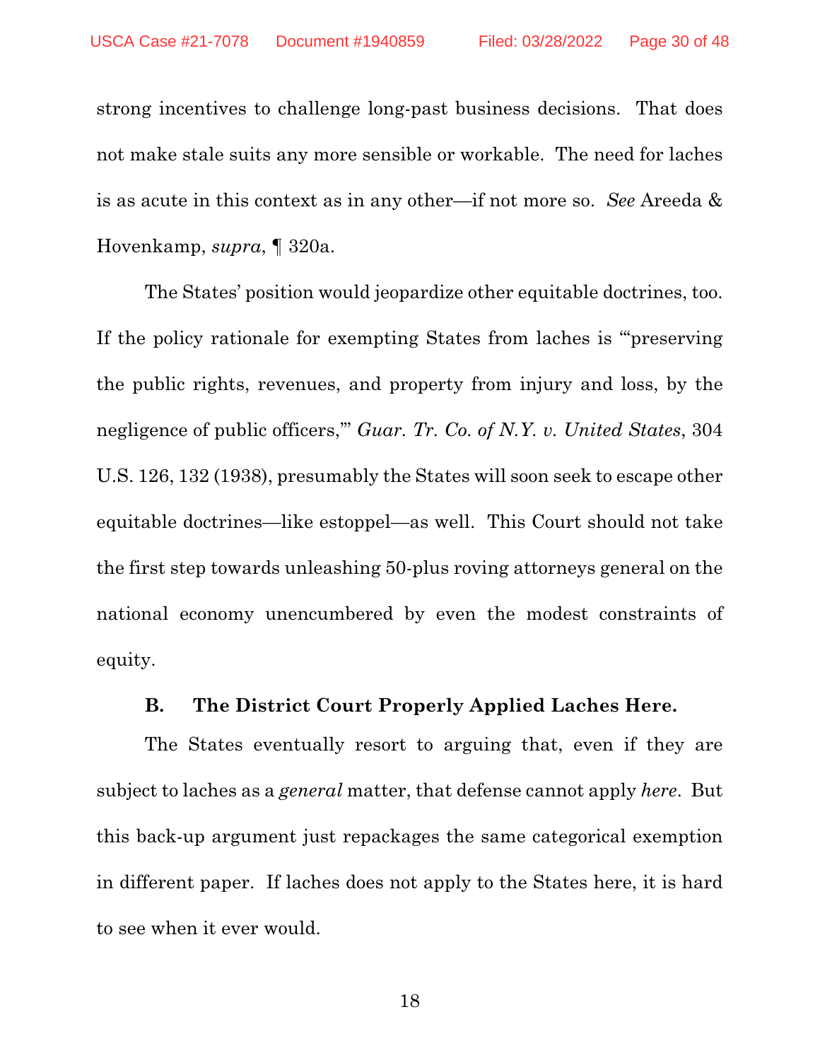strong incentives to challenge long-past business decisions. That does not make stale suits any more sensible or workable. The need for laches is as acute in this context as in any other—if not more so. *See* Areeda & Hovenkamp, *supra*, ¶ 320a.

The States' position would jeopardize other equitable doctrines, too. If the policy rationale for exempting States from laches is "'preserving the public rights, revenues, and property from injury and loss, by the negligence of public officers,'" *Guar. Tr. Co. of N.Y. v. United States*, 304 U.S. 126, 132 (1938), presumably the States will soon seek to escape other equitable doctrines—like estoppel—as well. This Court should not take the first step towards unleashing 50-plus roving attorneys general on the national economy unencumbered by even the modest constraints of equity.

### B. The District Court Properly Applied Laches Here.

The States eventually resort to arguing that, even if they are subject to laches as a *general* matter, that defense cannot apply *here*. But this back-up argument just repackages the same categorical exemption in different paper. If laches does not apply to the States here, it is hard to see when it ever would.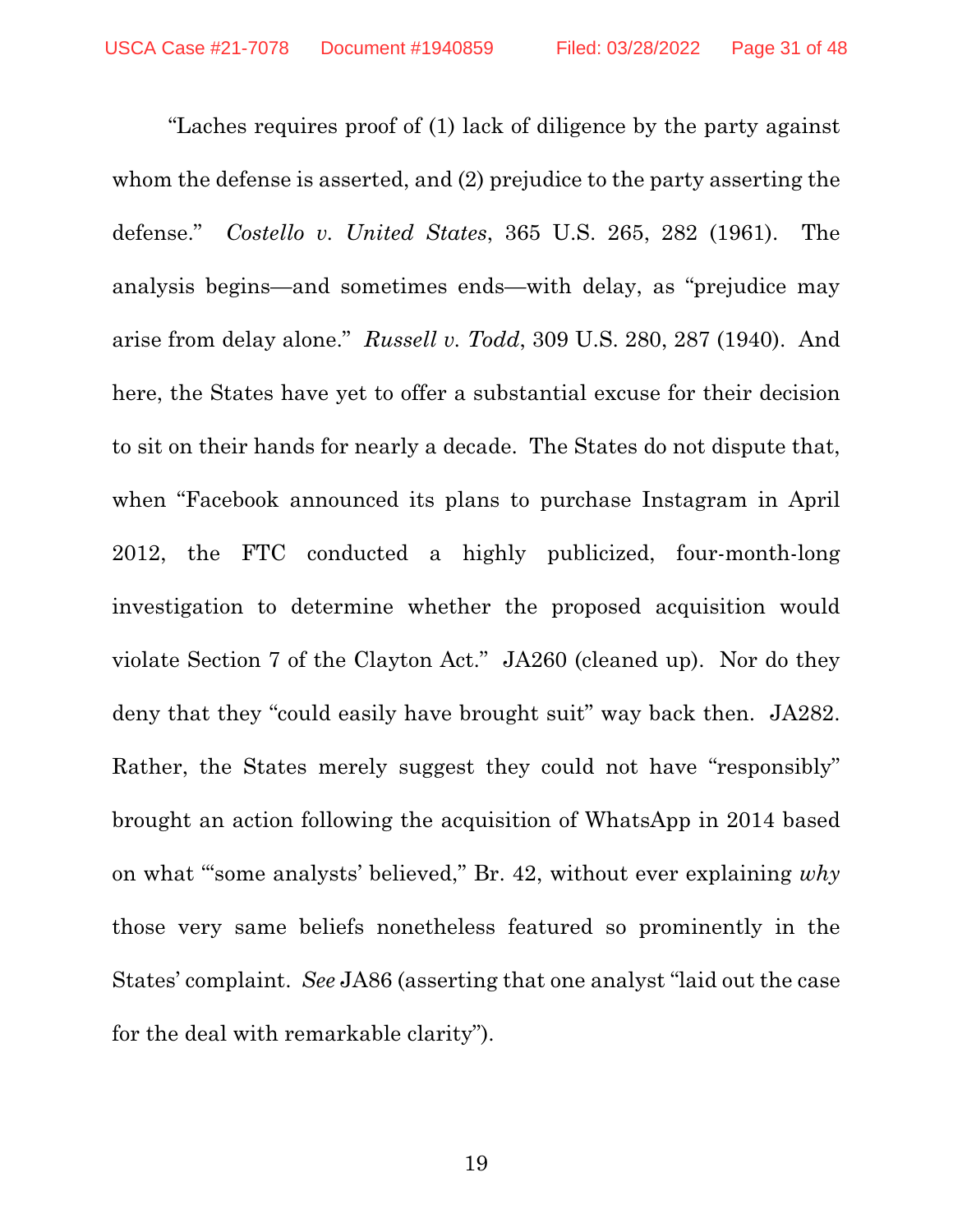"Laches requires proof of (1) lack of diligence by the party against whom the defense is asserted, and (2) prejudice to the party asserting the defense." *Costello v. United States*, 365 U.S. 265, 282 (1961). The analysis begins—and sometimes ends—with delay, as "prejudice may arise from delay alone." *Russell v. Todd*, 309 U.S. 280, 287 (1940). And here, the States have yet to offer a substantial excuse for their decision to sit on their hands for nearly a decade. The States do not dispute that, when "Facebook announced its plans to purchase Instagram in April 2012, the FTC conducted a highly publicized, four-month-long investigation to determine whether the proposed acquisition would violate Section 7 of the Clayton Act." JA260 (cleaned up). Nor do they deny that they "could easily have brought suit" way back then. JA282. Rather, the States merely suggest they could not have "responsibly" brought an action following the acquisition of WhatsApp in 2014 based on what "'some analysts' believed," Br. 42, without ever explaining *why* those very same beliefs nonetheless featured so prominently in the States' complaint. *See* JA86 (asserting that one analyst "laid out the case for the deal with remarkable clarity").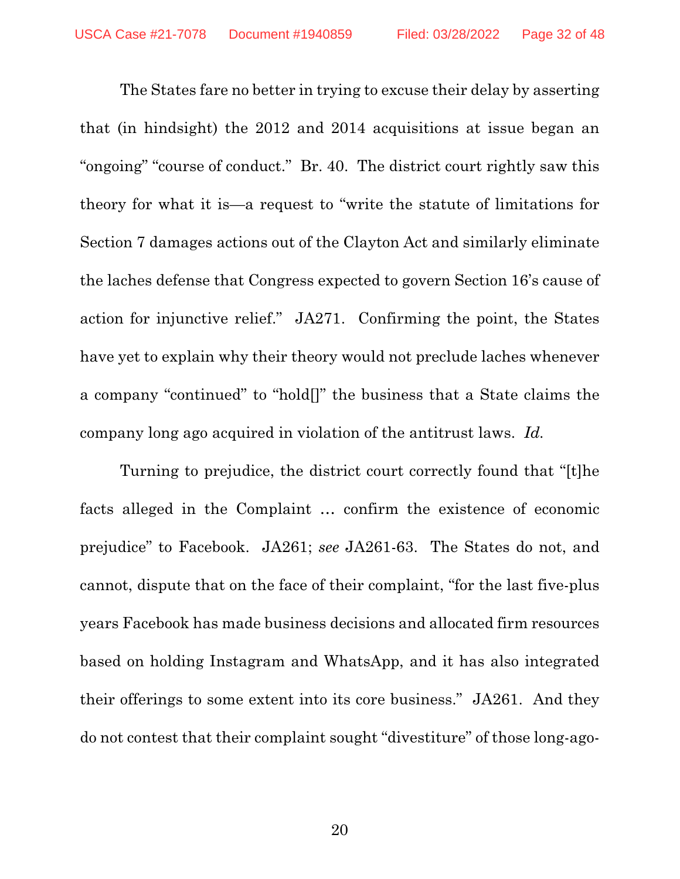The States fare no better in trying to excuse their delay by asserting that (in hindsight) the 2012 and 2014 acquisitions at issue began an "ongoing" "course of conduct." Br. 40. The district court rightly saw this theory for what it is—a request to "write the statute of limitations for Section 7 damages actions out of the Clayton Act and similarly eliminate the laches defense that Congress expected to govern Section 16's cause of action for injunctive relief." JA271. Confirming the point, the States have yet to explain why their theory would not preclude laches whenever a company "continued" to "hold[]" the business that a State claims the company long ago acquired in violation of the antitrust laws. *Id.*

Turning to prejudice, the district court correctly found that "[t]he facts alleged in the Complaint … confirm the existence of economic prejudice" to Facebook. JA261; *see* JA261-63. The States do not, and cannot, dispute that on the face of their complaint, "for the last five-plus years Facebook has made business decisions and allocated firm resources based on holding Instagram and WhatsApp, and it has also integrated their offerings to some extent into its core business." JA261. And they do not contest that their complaint sought "divestiture" of those long-ago-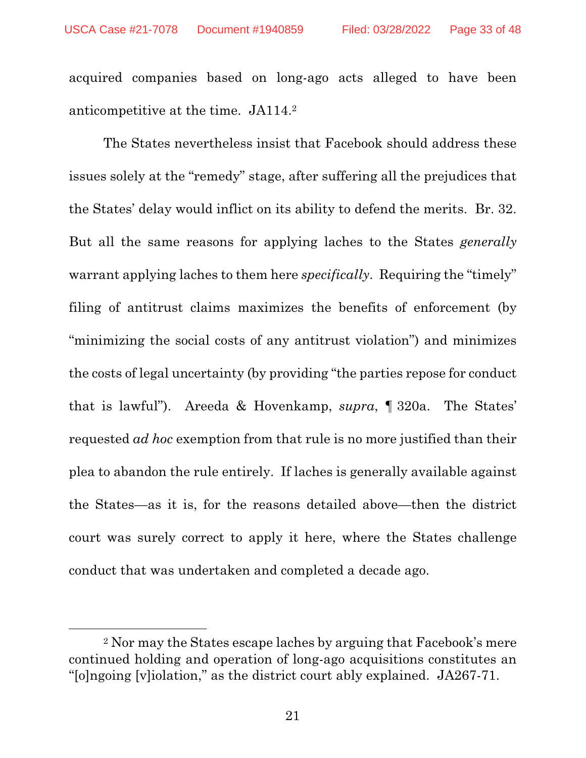acquired companies based on long-ago acts alleged to have been anticompetitive at the time. JA114.[2]

The States nevertheless insist that Facebook should address these issues solely at the "remedy" stage, after suffering all the prejudices that the States' delay would inflict on its ability to defend the merits. Br. 32. But all the same reasons for applying laches to the States *generally* warrant applying laches to them here *specifically*. Requiring the "timely" filing of antitrust claims maximizes the benefits of enforcement (by "minimizing the social costs of any antitrust violation") and minimizes the costs of legal uncertainty (by providing "the parties repose for conduct that is lawful"). Areeda & Hovenkamp, *supra*, ¶ 320a. The States' requested *ad hoc* exemption from that rule is no more justified than their plea to abandon the rule entirely. If laches is generally available against the States—as it is, for the reasons detailed above—then the district court was surely correct to apply it here, where the States challenge conduct that was undertaken and completed a decade ago.

---

[2] Nor may the States escape laches by arguing that Facebook's mere continued holding and operation of long-ago acquisitions constitutes an "[o]ngoing [v]iolation," as the district court ably explained. JA267-71.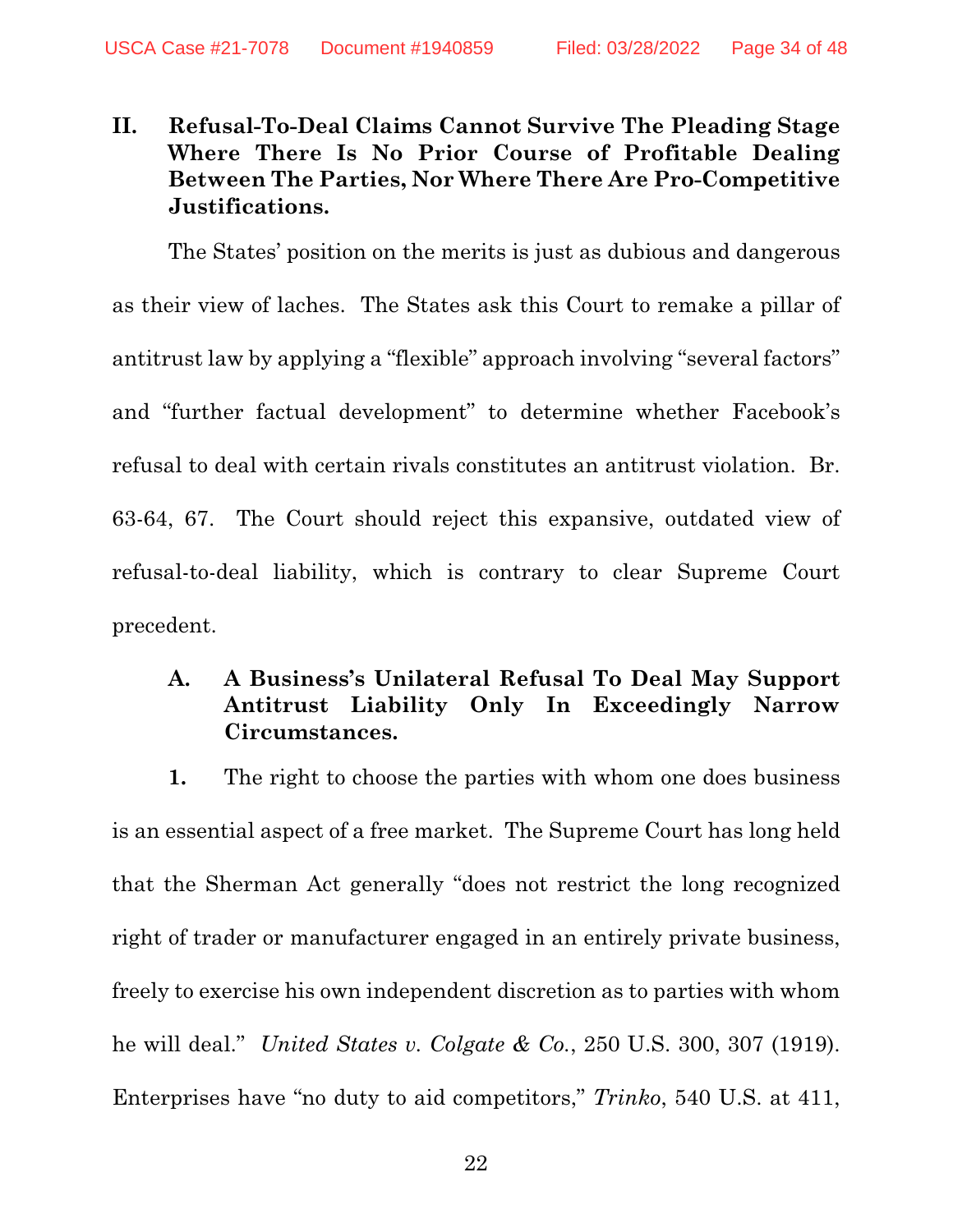## II. Refusal-To-Deal Claims Cannot Survive The Pleading Stage Where There Is No Prior Course of Profitable Dealing Between The Parties, Nor Where There Are Pro-Competitive Justifications.

The States' position on the merits is just as dubious and dangerous as their view of laches. The States ask this Court to remake a pillar of antitrust law by applying a "flexible" approach involving "several factors" and "further factual development" to determine whether Facebook's refusal to deal with certain rivals constitutes an antitrust violation. Br. 63-64, 67. The Court should reject this expansive, outdated view of refusal-to-deal liability, which is contrary to clear Supreme Court precedent.

### A. A Business's Unilateral Refusal To Deal May Support Antitrust Liability Only In Exceedingly Narrow Circumstances.

**1.** The right to choose the parties with whom one does business is an essential aspect of a free market. The Supreme Court has long held that the Sherman Act generally "does not restrict the long recognized right of trader or manufacturer engaged in an entirely private business, freely to exercise his own independent discretion as to parties with whom he will deal." *United States v. Colgate & Co.*, 250 U.S. 300, 307 (1919). Enterprises have "no duty to aid competitors," *Trinko*, 540 U.S. at 411,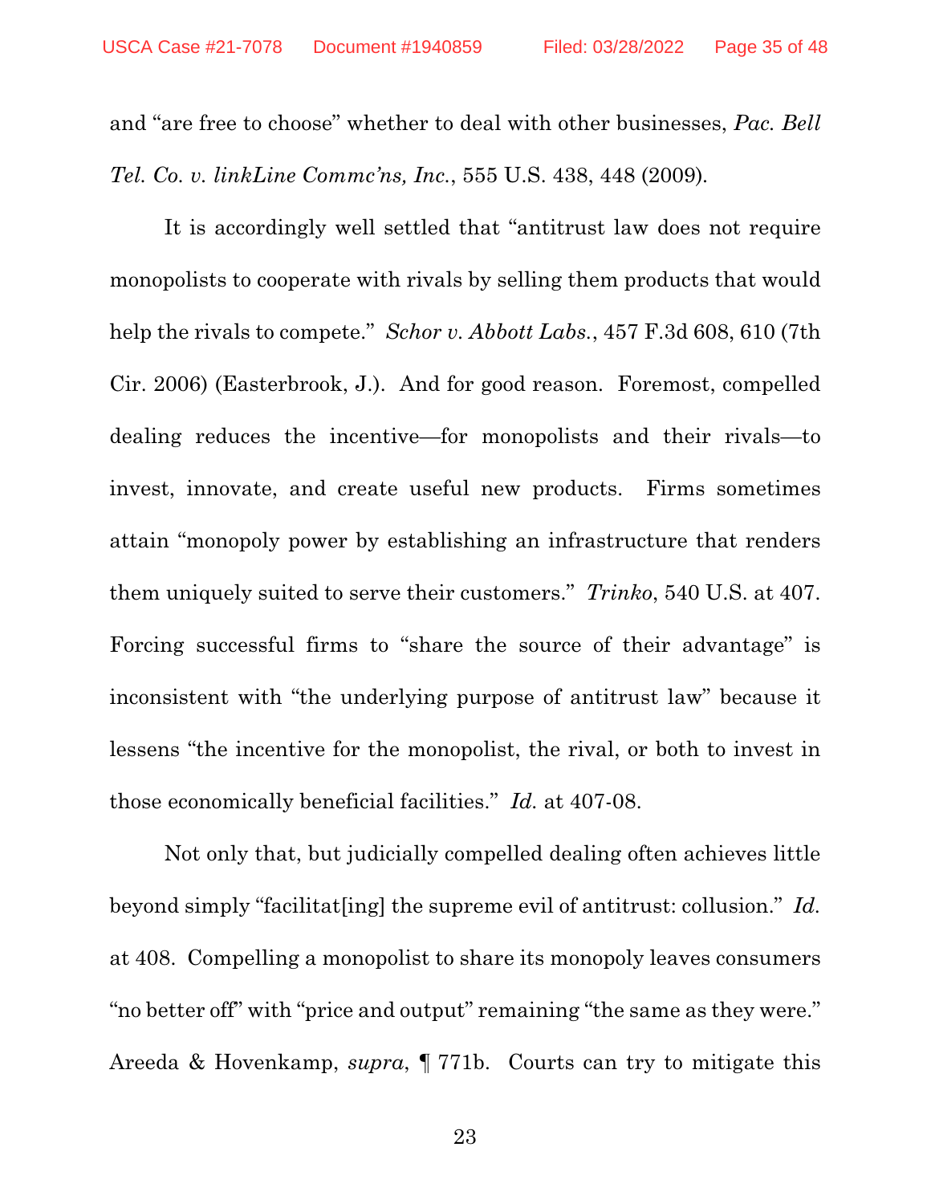and "are free to choose" whether to deal with other businesses, *Pac. Bell Tel. Co. v. linkLine Commc'ns, Inc.*, 555 U.S. 438, 448 (2009).

It is accordingly well settled that "antitrust law does not require monopolists to cooperate with rivals by selling them products that would help the rivals to compete." *Schor v. Abbott Labs.*, 457 F.3d 608, 610 (7th Cir. 2006) (Easterbrook, J.). And for good reason. Foremost, compelled dealing reduces the incentive—for monopolists and their rivals—to invest, innovate, and create useful new products. Firms sometimes attain "monopoly power by establishing an infrastructure that renders them uniquely suited to serve their customers." *Trinko*, 540 U.S. at 407. Forcing successful firms to "share the source of their advantage" is inconsistent with "the underlying purpose of antitrust law" because it lessens "the incentive for the monopolist, the rival, or both to invest in those economically beneficial facilities." *Id.* at 407-08.

Not only that, but judicially compelled dealing often achieves little beyond simply "facilitat[ing] the supreme evil of antitrust: collusion." *Id.* at 408. Compelling a monopolist to share its monopoly leaves consumers "no better off" with "price and output" remaining "the same as they were." Areeda & Hovenkamp, *supra*, ¶ 771b. Courts can try to mitigate this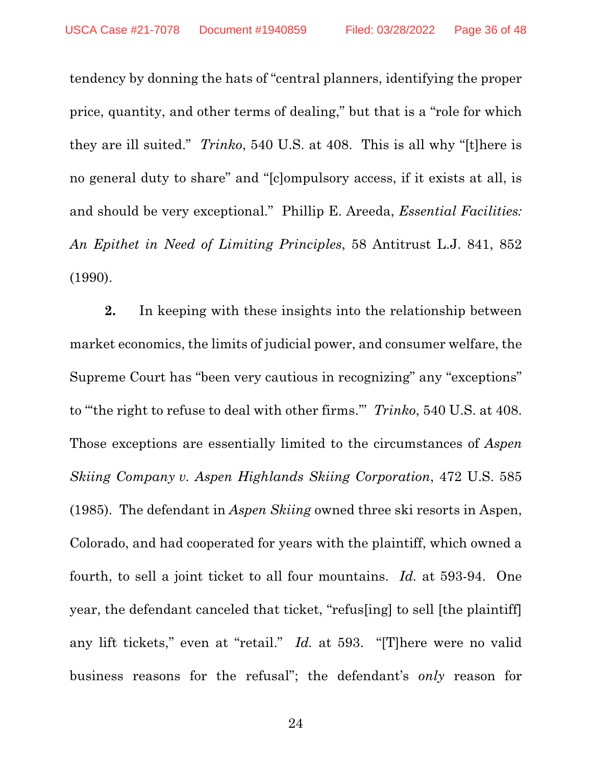tendency by donning the hats of "central planners, identifying the proper price, quantity, and other terms of dealing," but that is a "role for which they are ill suited." *Trinko*, 540 U.S. at 408. This is all why "[t]here is no general duty to share" and "[c]ompulsory access, if it exists at all, is and should be very exceptional." Phillip E. Areeda, *Essential Facilities: An Epithet in Need of Limiting Principles*, 58 Antitrust L.J. 841, 852 (1990).

**2.** In keeping with these insights into the relationship between market economics, the limits of judicial power, and consumer welfare, the Supreme Court has "been very cautious in recognizing" any "exceptions" to "'the right to refuse to deal with other firms.'" *Trinko*, 540 U.S. at 408. Those exceptions are essentially limited to the circumstances of *Aspen Skiing Company v. Aspen Highlands Skiing Corporation*, 472 U.S. 585 (1985). The defendant in *Aspen Skiing* owned three ski resorts in Aspen, Colorado, and had cooperated for years with the plaintiff, which owned a fourth, to sell a joint ticket to all four mountains. *Id.* at 593-94. One year, the defendant canceled that ticket, "refus[ing] to sell [the plaintiff] any lift tickets," even at "retail." *Id.* at 593. "[T]here were no valid business reasons for the refusal"; the defendant's *only* reason for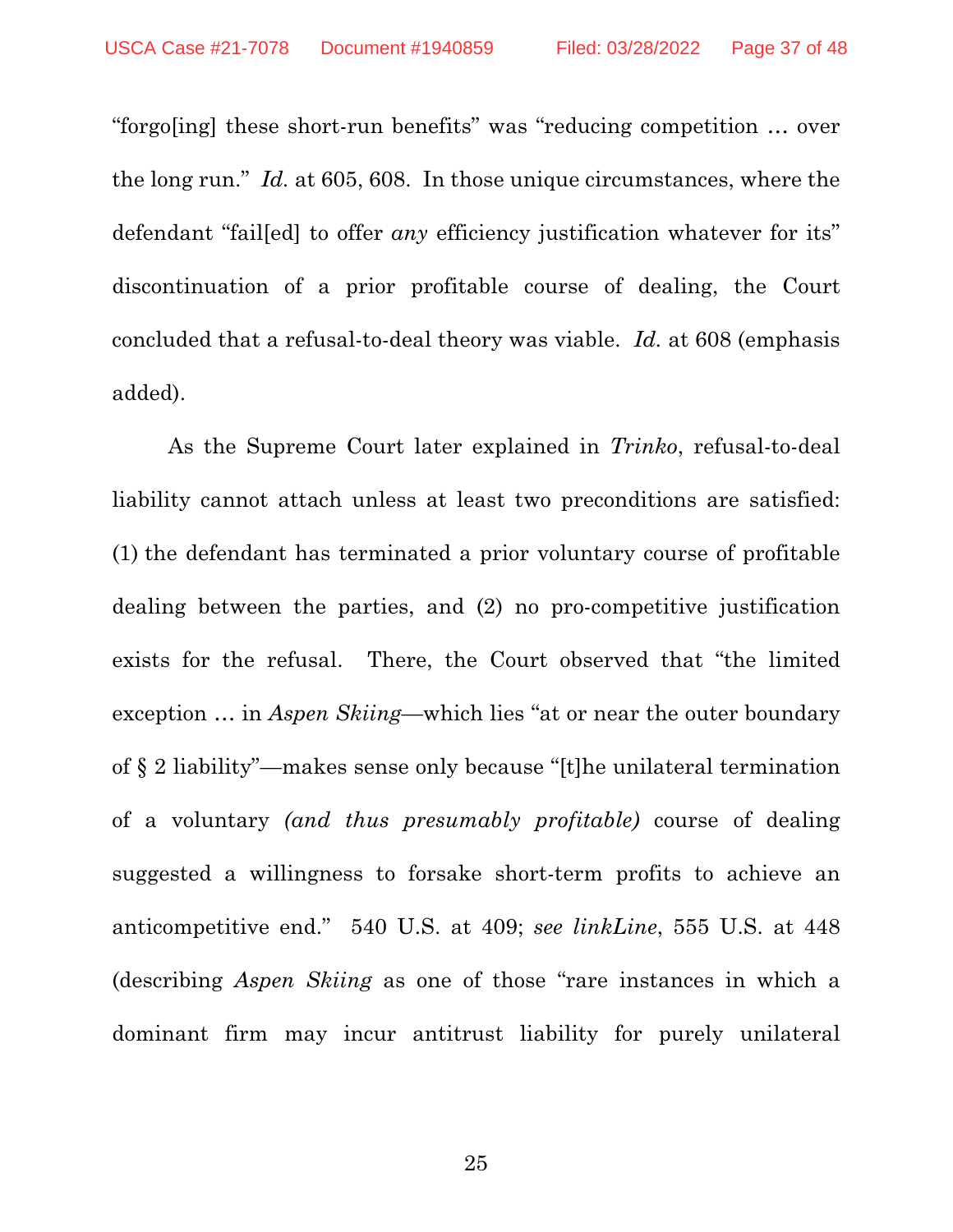"forgo[ing] these short-run benefits" was "reducing competition … over the long run." *Id.* at 605, 608. In those unique circumstances, where the defendant "fail[ed] to offer *any* efficiency justification whatever for its" discontinuation of a prior profitable course of dealing, the Court concluded that a refusal-to-deal theory was viable. *Id.* at 608 (emphasis added).

As the Supreme Court later explained in *Trinko*, refusal-to-deal liability cannot attach unless at least two preconditions are satisfied: (1) the defendant has terminated a prior voluntary course of profitable dealing between the parties, and (2) no pro-competitive justification exists for the refusal. There, the Court observed that "the limited exception … in *Aspen Skiing*—which lies "at or near the outer boundary of § 2 liability"—makes sense only because "[t]he unilateral termination of a voluntary *(and thus presumably profitable)* course of dealing suggested a willingness to forsake short-term profits to achieve an anticompetitive end." 540 U.S. at 409; *see linkLine*, 555 U.S. at 448 (describing *Aspen Skiing* as one of those "rare instances in which a dominant firm may incur antitrust liability for purely unilateral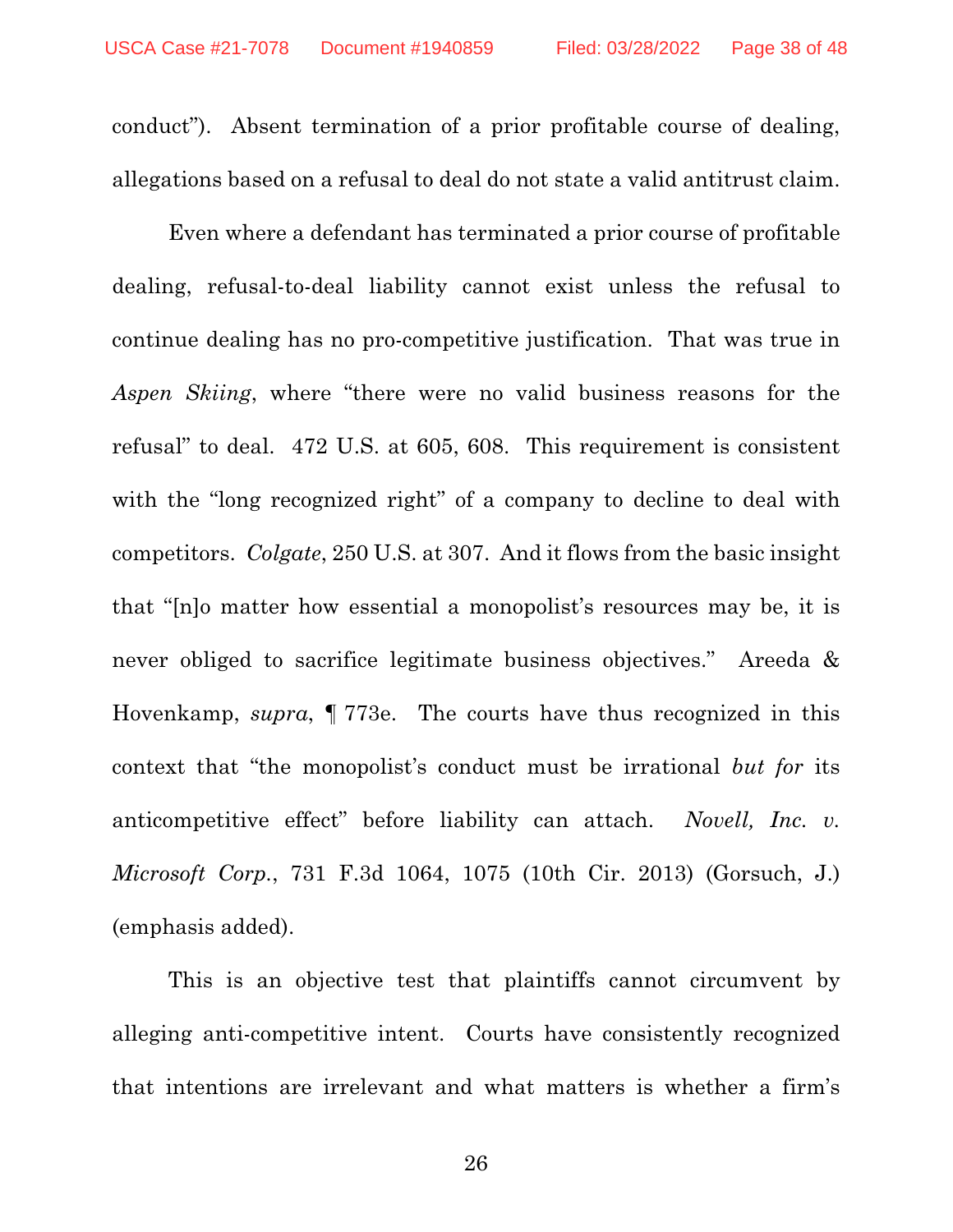conduct"). Absent termination of a prior profitable course of dealing, allegations based on a refusal to deal do not state a valid antitrust claim.

Even where a defendant has terminated a prior course of profitable dealing, refusal-to-deal liability cannot exist unless the refusal to continue dealing has no pro-competitive justification. That was true in *Aspen Skiing*, where "there were no valid business reasons for the refusal" to deal. 472 U.S. at 605, 608. This requirement is consistent with the "long recognized right" of a company to decline to deal with competitors. *Colgate*, 250 U.S. at 307. And it flows from the basic insight that "[n]o matter how essential a monopolist's resources may be, it is never obliged to sacrifice legitimate business objectives." Areeda & Hovenkamp, *supra*, ¶ 773e. The courts have thus recognized in this context that "the monopolist's conduct must be irrational *but for* its anticompetitive effect" before liability can attach. *Novell, Inc. v. Microsoft Corp.*, 731 F.3d 1064, 1075 (10th Cir. 2013) (Gorsuch, J.) (emphasis added).

This is an objective test that plaintiffs cannot circumvent by alleging anti-competitive intent. Courts have consistently recognized that intentions are irrelevant and what matters is whether a firm's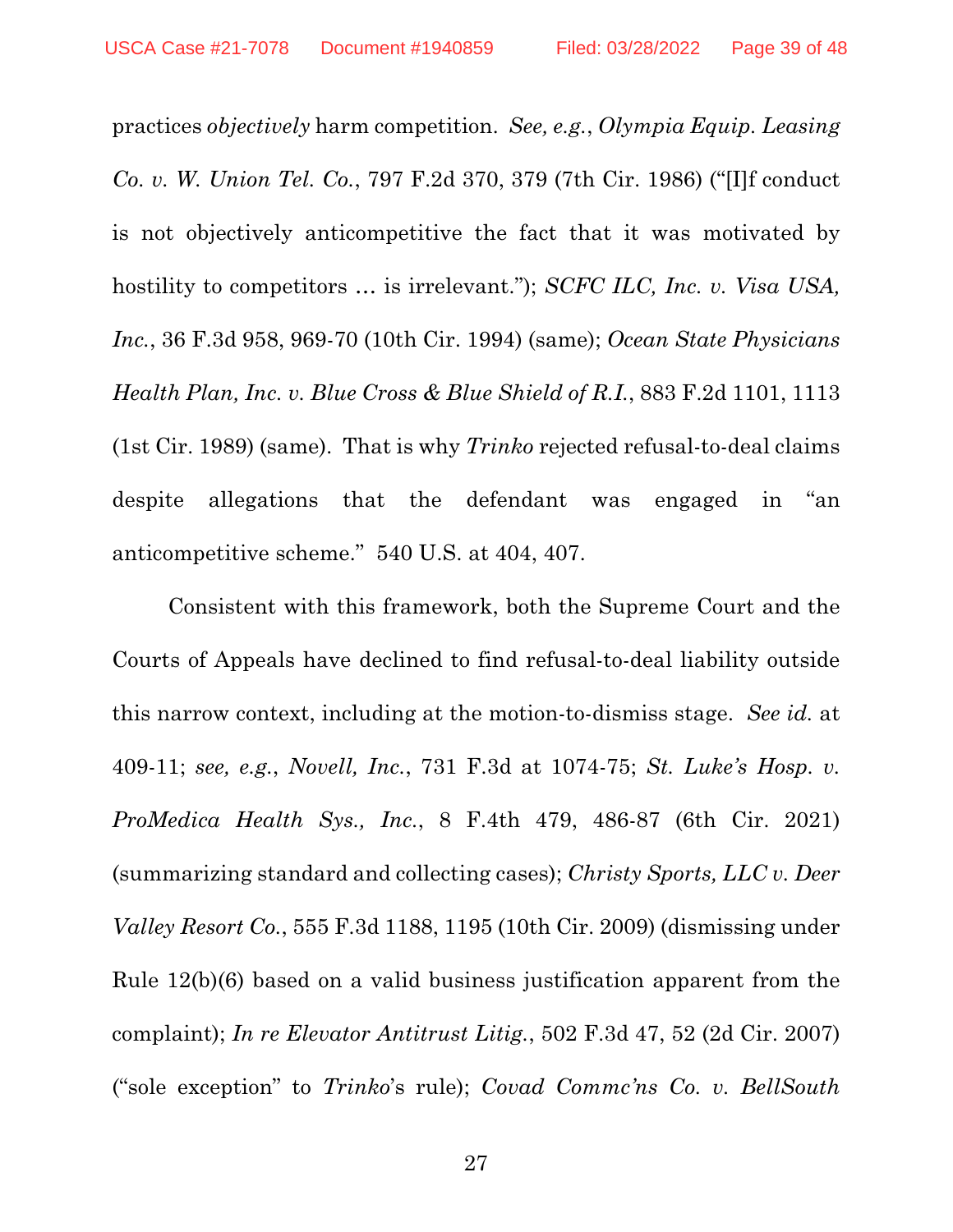practices *objectively* harm competition. *See, e.g.*, *Olympia Equip. Leasing Co. v. W. Union Tel. Co.*, 797 F.2d 370, 379 (7th Cir. 1986) ("[I]f conduct is not objectively anticompetitive the fact that it was motivated by hostility to competitors … is irrelevant."); *SCFC ILC, Inc. v. Visa USA, Inc.*, 36 F.3d 958, 969-70 (10th Cir. 1994) (same); *Ocean State Physicians Health Plan, Inc. v. Blue Cross & Blue Shield of R.I.*, 883 F.2d 1101, 1113 (1st Cir. 1989) (same). That is why *Trinko* rejected refusal-to-deal claims despite allegations that the defendant was engaged in "an anticompetitive scheme." 540 U.S. at 404, 407.

Consistent with this framework, both the Supreme Court and the Courts of Appeals have declined to find refusal-to-deal liability outside this narrow context, including at the motion-to-dismiss stage. *See id.* at 409-11; *see, e.g.*, *Novell, Inc.*, 731 F.3d at 1074-75; *St. Luke's Hosp. v. ProMedica Health Sys., Inc.*, 8 F.4th 479, 486-87 (6th Cir. 2021) (summarizing standard and collecting cases); *Christy Sports, LLC v. Deer Valley Resort Co.*, 555 F.3d 1188, 1195 (10th Cir. 2009) (dismissing under Rule 12(b)(6) based on a valid business justification apparent from the complaint); *In re Elevator Antitrust Litig.*, 502 F.3d 47, 52 (2d Cir. 2007) ("sole exception" to *Trinko*'s rule); *Covad Commc'ns Co. v. BellSouth*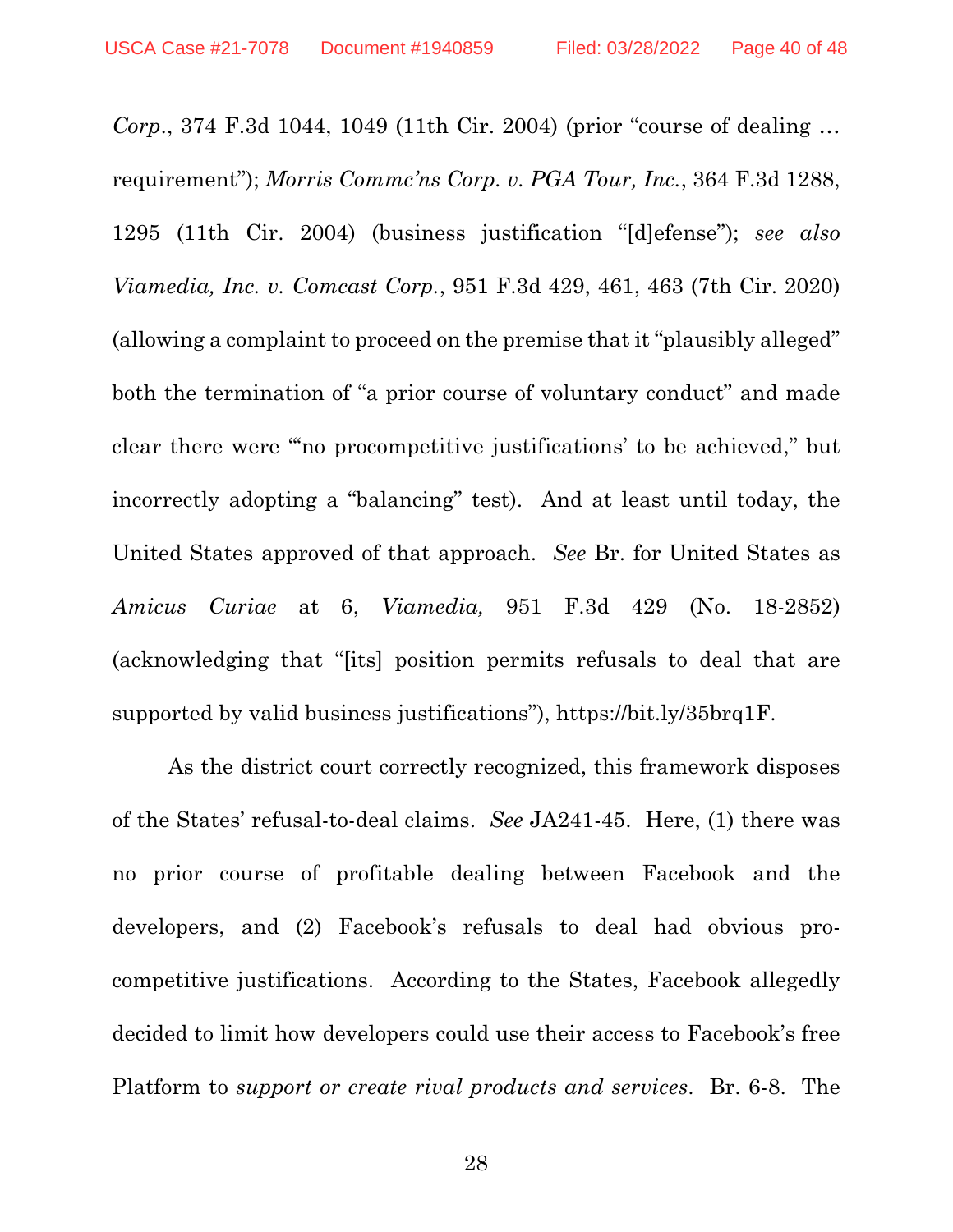*Corp.*, 374 F.3d 1044, 1049 (11th Cir. 2004) (prior "course of dealing … requirement"); *Morris Commc'ns Corp. v. PGA Tour, Inc.*, 364 F.3d 1288, 1295 (11th Cir. 2004) (business justification "[d]efense"); *see also Viamedia, Inc. v. Comcast Corp.*, 951 F.3d 429, 461, 463 (7th Cir. 2020) (allowing a complaint to proceed on the premise that it "plausibly alleged" both the termination of "a prior course of voluntary conduct" and made clear there were "'no procompetitive justifications' to be achieved," but incorrectly adopting a "balancing" test). And at least until today, the United States approved of that approach. *See* Br. for United States as *Amicus Curiae* at 6, *Viamedia,* 951 F.3d 429 (No. 18-2852) (acknowledging that "[its] position permits refusals to deal that are supported by valid business justifications"), https://bit.ly/35brq1F.

As the district court correctly recognized, this framework disposes of the States' refusal-to-deal claims. *See* JA241-45. Here, (1) there was no prior course of profitable dealing between Facebook and the developers, and (2) Facebook's refusals to deal had obvious pro-competitive justifications. According to the States, Facebook allegedly decided to limit how developers could use their access to Facebook's free Platform to *support or create rival products and services*. Br. 6-8. The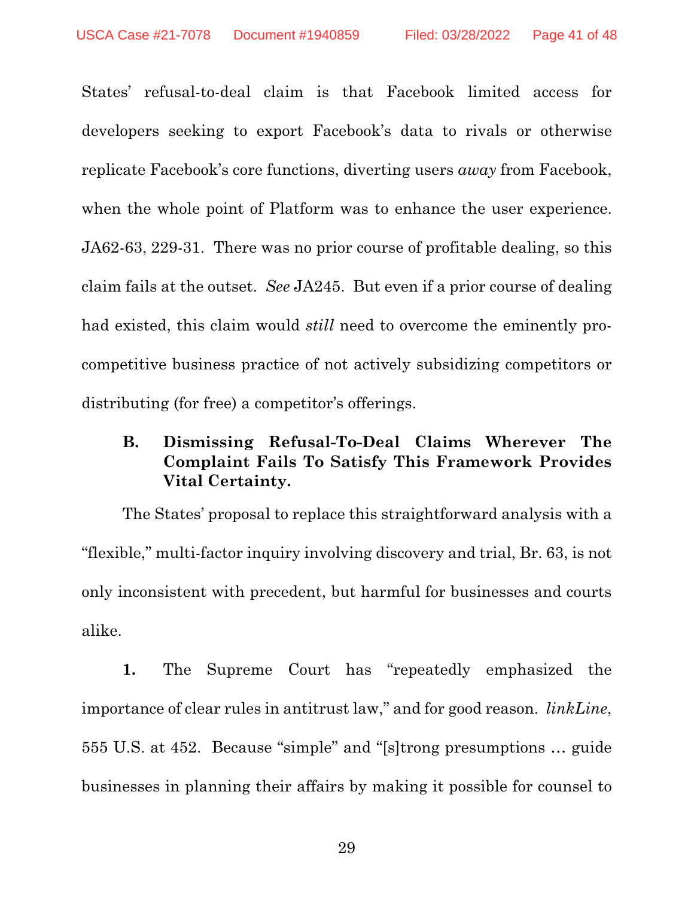States' refusal-to-deal claim is that Facebook limited access for developers seeking to export Facebook's data to rivals or otherwise replicate Facebook's core functions, diverting users *away* from Facebook, when the whole point of Platform was to enhance the user experience. JA62-63, 229-31. There was no prior course of profitable dealing, so this claim fails at the outset. *See* JA245. But even if a prior course of dealing had existed, this claim would *still* need to overcome the eminently pro-competitive business practice of not actively subsidizing competitors or distributing (for free) a competitor's offerings.

### B. Dismissing Refusal-To-Deal Claims Wherever The Complaint Fails To Satisfy This Framework Provides Vital Certainty.

The States' proposal to replace this straightforward analysis with a "flexible," multi-factor inquiry involving discovery and trial, Br. 63, is not only inconsistent with precedent, but harmful for businesses and courts alike.

**1.** The Supreme Court has "repeatedly emphasized the importance of clear rules in antitrust law," and for good reason. *linkLine*, 555 U.S. at 452. Because "simple" and "[s]trong presumptions … guide businesses in planning their affairs by making it possible for counsel to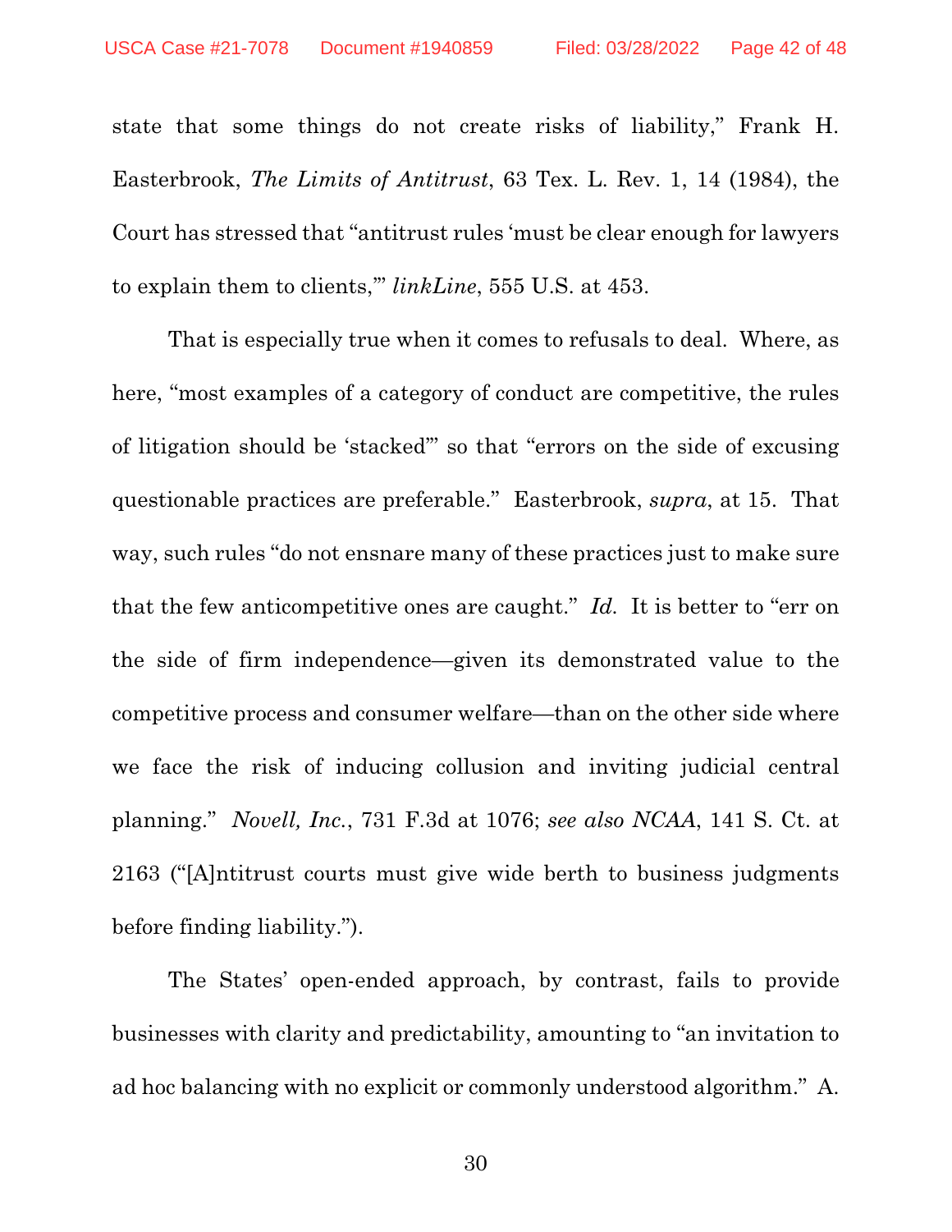state that some things do not create risks of liability," Frank H. Easterbrook, *The Limits of Antitrust*, 63 Tex. L. Rev. 1, 14 (1984), the Court has stressed that "antitrust rules 'must be clear enough for lawyers to explain them to clients,'" *linkLine*, 555 U.S. at 453.

That is especially true when it comes to refusals to deal. Where, as here, "most examples of a category of conduct are competitive, the rules of litigation should be 'stacked'" so that "errors on the side of excusing questionable practices are preferable." Easterbrook, *supra*, at 15. That way, such rules "do not ensnare many of these practices just to make sure that the few anticompetitive ones are caught." *Id.* It is better to "err on the side of firm independence—given its demonstrated value to the competitive process and consumer welfare—than on the other side where we face the risk of inducing collusion and inviting judicial central planning." *Novell, Inc.*, 731 F.3d at 1076; *see also NCAA*, 141 S. Ct. at 2163 ("[A]ntitrust courts must give wide berth to business judgments before finding liability.").

The States' open-ended approach, by contrast, fails to provide businesses with clarity and predictability, amounting to "an invitation to ad hoc balancing with no explicit or commonly understood algorithm." A.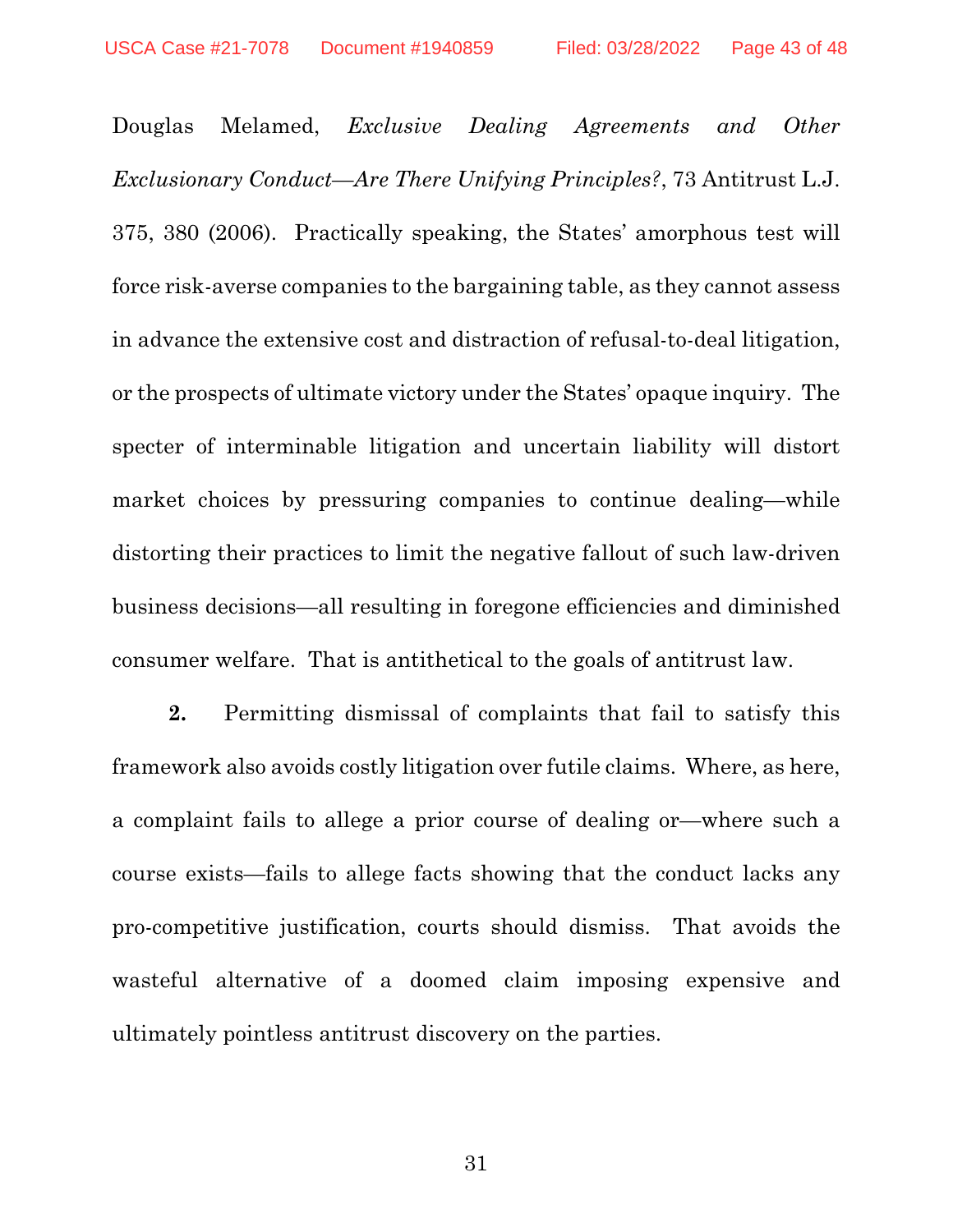Douglas Melamed, *Exclusive Dealing Agreements and Other Exclusionary Conduct—Are There Unifying Principles?*, 73 Antitrust L.J. 375, 380 (2006). Practically speaking, the States' amorphous test will force risk-averse companies to the bargaining table, as they cannot assess in advance the extensive cost and distraction of refusal-to-deal litigation, or the prospects of ultimate victory under the States' opaque inquiry. The specter of interminable litigation and uncertain liability will distort market choices by pressuring companies to continue dealing—while distorting their practices to limit the negative fallout of such law-driven business decisions—all resulting in foregone efficiencies and diminished consumer welfare. That is antithetical to the goals of antitrust law.

**2.** Permitting dismissal of complaints that fail to satisfy this framework also avoids costly litigation over futile claims. Where, as here, a complaint fails to allege a prior course of dealing or—where such a course exists—fails to allege facts showing that the conduct lacks any pro-competitive justification, courts should dismiss. That avoids the wasteful alternative of a doomed claim imposing expensive and ultimately pointless antitrust discovery on the parties.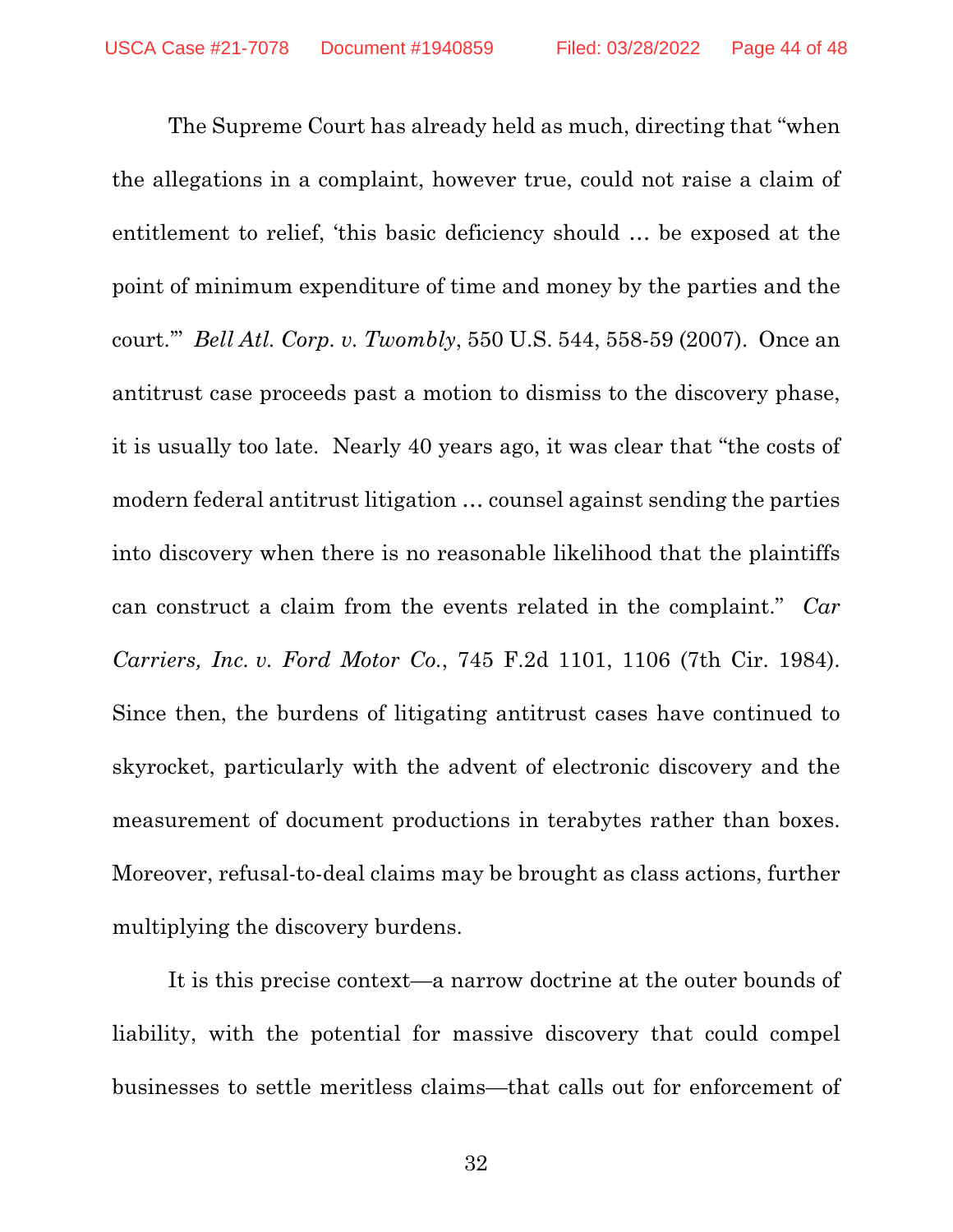The Supreme Court has already held as much, directing that "when the allegations in a complaint, however true, could not raise a claim of entitlement to relief, 'this basic deficiency should … be exposed at the point of minimum expenditure of time and money by the parties and the court.'" *Bell Atl. Corp. v. Twombly*, 550 U.S. 544, 558-59 (2007). Once an antitrust case proceeds past a motion to dismiss to the discovery phase, it is usually too late. Nearly 40 years ago, it was clear that "the costs of modern federal antitrust litigation … counsel against sending the parties into discovery when there is no reasonable likelihood that the plaintiffs can construct a claim from the events related in the complaint." *Car Carriers, Inc. v. Ford Motor Co.*, 745 F.2d 1101, 1106 (7th Cir. 1984). Since then, the burdens of litigating antitrust cases have continued to skyrocket, particularly with the advent of electronic discovery and the measurement of document productions in terabytes rather than boxes. Moreover, refusal-to-deal claims may be brought as class actions, further multiplying the discovery burdens.

It is this precise context—a narrow doctrine at the outer bounds of liability, with the potential for massive discovery that could compel businesses to settle meritless claims—that calls out for enforcement of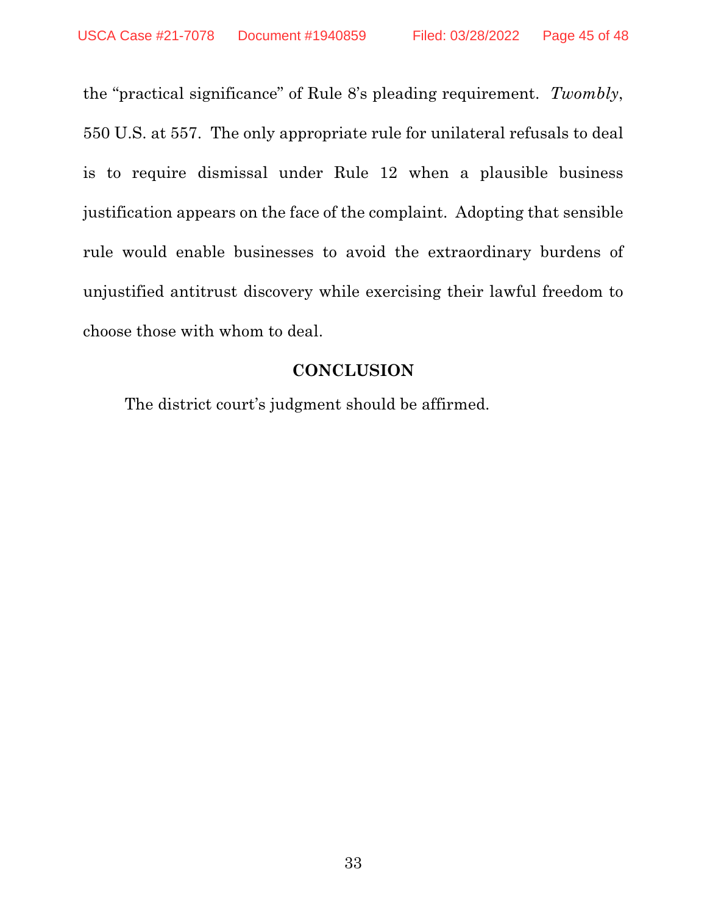the "practical significance" of Rule 8's pleading requirement. *Twombly*, 550 U.S. at 557. The only appropriate rule for unilateral refusals to deal is to require dismissal under Rule 12 when a plausible business justification appears on the face of the complaint. Adopting that sensible rule would enable businesses to avoid the extraordinary burdens of unjustified antitrust discovery while exercising their lawful freedom to choose those with whom to deal.

## CONCLUSION

The district court's judgment should be affirmed.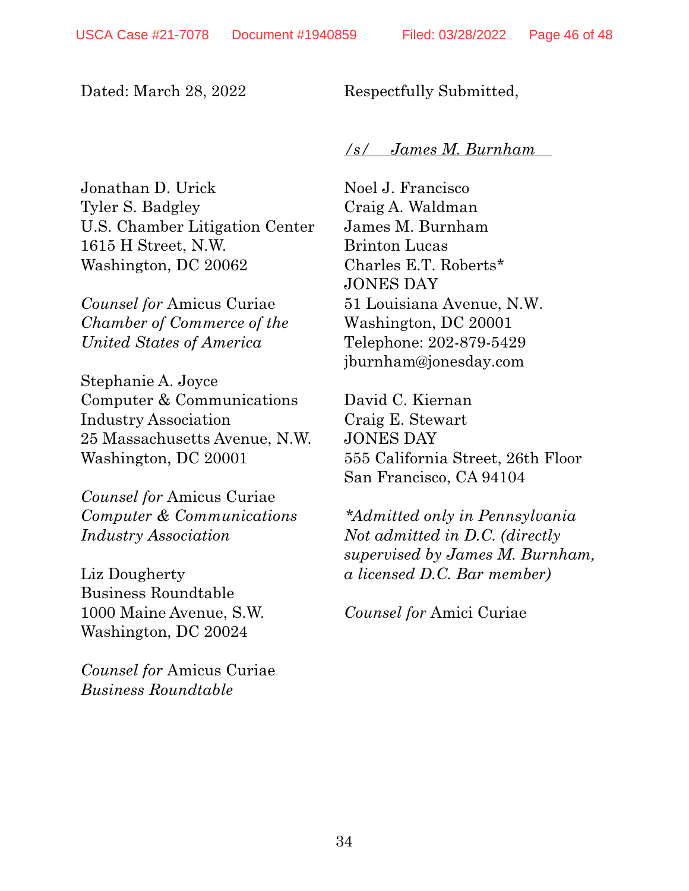Dated: March 28, 2022

Respectfully Submitted,

*/s/ James M. Burnham*

Noel J. Francisco
Craig A. Waldman
James M. Burnham
Brinton Lucas
Charles E.T. Roberts*
JONES DAY
51 Louisiana Avenue, N.W.
Washington, DC 20001
Telephone: 202-879-5429
jburnham@jonesday.com

David C. Kiernan
Craig E. Stewart
JONES DAY
555 California Street, 26th Floor
San Francisco, CA 94104

*\*Admitted only in Pennsylvania Not admitted in D.C. (directly supervised by James M. Burnham, a licensed D.C. Bar member)*

*Counsel for* Amici Curiae

Jonathan D. Urick
Tyler S. Badgley
U.S. Chamber Litigation Center
1615 H Street, N.W.
Washington, DC 20062

*Counsel for* Amicus Curiae *Chamber of Commerce of the United States of America*

Stephanie A. Joyce
Computer & Communications Industry Association
25 Massachusetts Avenue, N.W.
Washington, DC 20001

*Counsel for* Amicus Curiae *Computer & Communications Industry Association*

Liz Dougherty
Business Roundtable
1000 Maine Avenue, S.W.
Washington, DC 20024

*Counsel for* Amicus Curiae *Business Roundtable*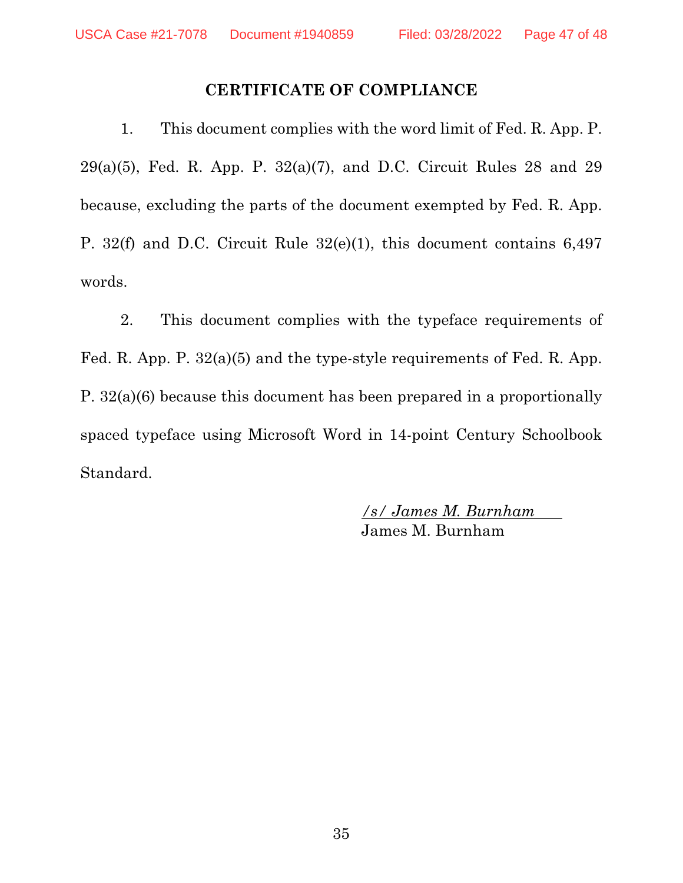## CERTIFICATE OF COMPLIANCE

1. This document complies with the word limit of Fed. R. App. P. 29(a)(5), Fed. R. App. P. 32(a)(7), and D.C. Circuit Rules 28 and 29 because, excluding the parts of the document exempted by Fed. R. App. P. 32(f) and D.C. Circuit Rule 32(e)(1), this document contains 6,497 words.

2. This document complies with the typeface requirements of Fed. R. App. P. 32(a)(5) and the type-style requirements of Fed. R. App. P. 32(a)(6) because this document has been prepared in a proportionally spaced typeface using Microsoft Word in 14-point Century Schoolbook Standard.

/s/ *James M. Burnham*
James M. Burnham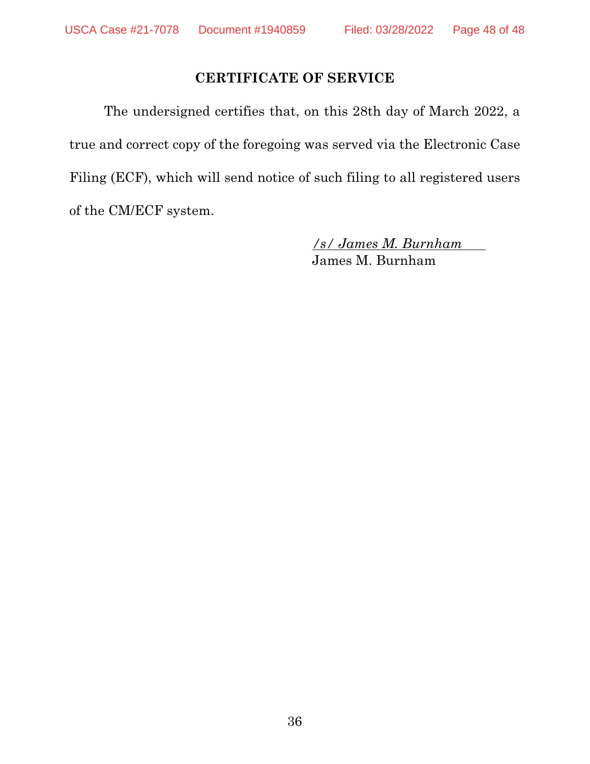## CERTIFICATE OF SERVICE

The undersigned certifies that, on this 28th day of March 2022, a true and correct copy of the foregoing was served via the Electronic Case Filing (ECF), which will send notice of such filing to all registered users of the CM/ECF system.

*/s/ James M. Burnham*
James M. Burnham